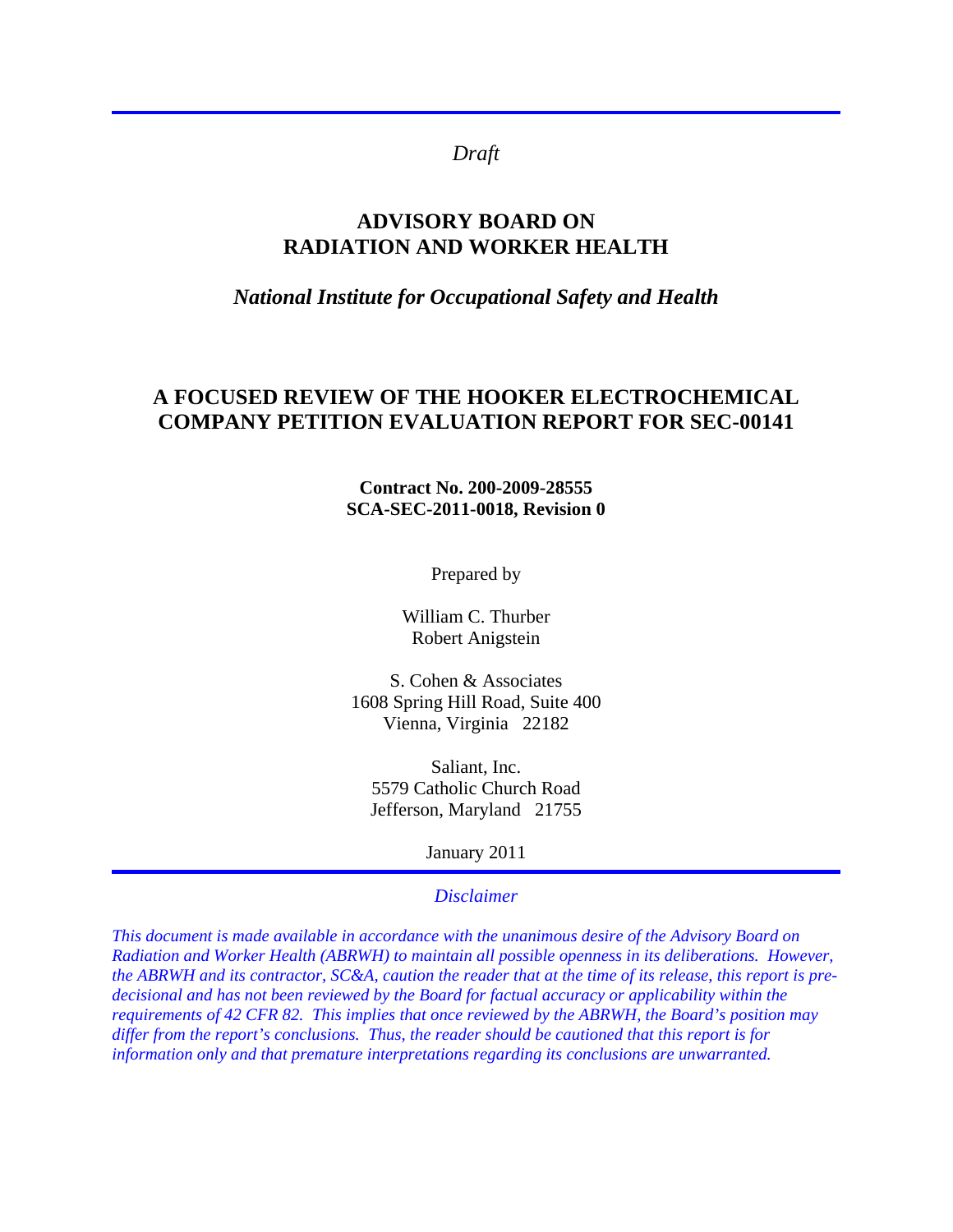*Draft*

# ADVISORY BOARD ON RADIATION AND WORKER HEALTH

*National Institute for Occupational Safety and Health*

## A FOCUSED REVIEW OF THE HOOKER ELECTROCHEMICAL COMPANY PETITION EVALUATION REPORT FOR SEC-00141

**Contract No. 200-2009-28555**
**SCA-SEC-2011-0018, Revision 0**

Prepared by

William C. Thurber
Robert Anigstein

S. Cohen & Associates
1608 Spring Hill Road, Suite 400
Vienna, Virginia 22182

Saliant, Inc.
5579 Catholic Church Road
Jefferson, Maryland 21755

January 2011

*Disclaimer*

*This document is made available in accordance with the unanimous desire of the Advisory Board on Radiation and Worker Health (ABRWH) to maintain all possible openness in its deliberations. However, the ABRWH and its contractor, SC&A, caution the reader that at the time of its release, this report is pre-decisional and has not been reviewed by the Board for factual accuracy or applicability within the requirements of 42 CFR 82. This implies that once reviewed by the ABRWH, the Board's position may differ from the report's conclusions. Thus, the reader should be cautioned that this report is for information only and that premature interpretations regarding its conclusions are unwarranted.*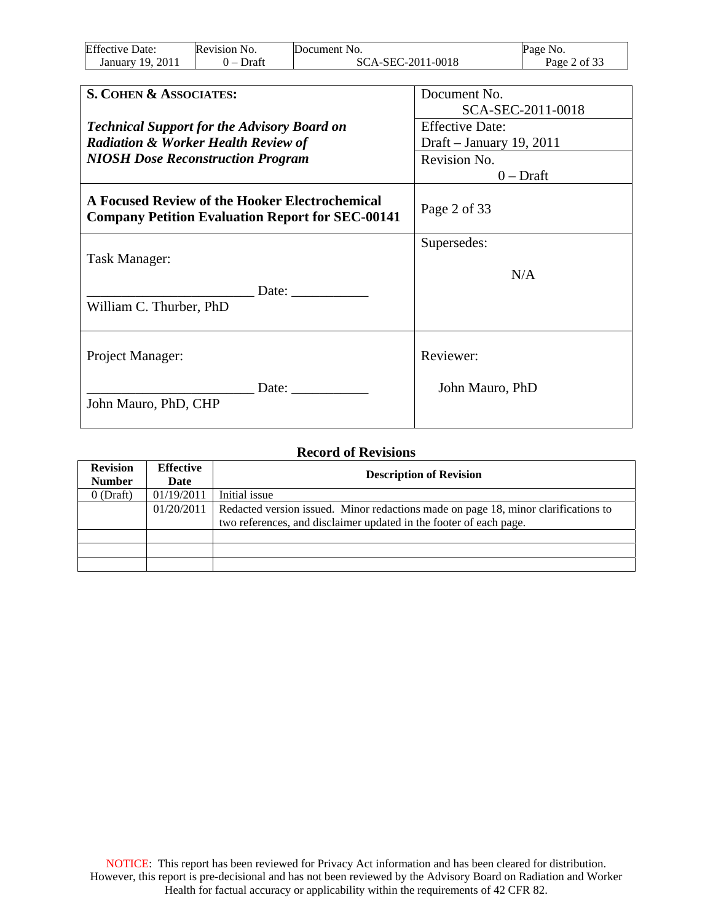| **S. COHEN & ASSOCIATES:** <br><br> ***Technical Support for the Advisory Board on Radiation & Worker Health Review of NIOSH Dose Reconstruction Program*** | Document No. <br> SCA-SEC-2011-0018 <br> Effective Date: <br> Draft – January 19, 2011 <br> Revision No. <br> 0 – Draft |
|---|---|
| **A Focused Review of the Hooker Electrochemical Company Petition Evaluation Report for SEC-00141** | Page 2 of 33 |
| Task Manager: <br><br> ________________________ Date: ___________ <br> William C. Thurber, PhD | Supersedes: <br><br> N/A |
| Project Manager: <br><br> ________________________ Date: ___________ <br> John Mauro, PhD, CHP | Reviewer: <br><br> John Mauro, PhD |

## Record of Revisions

| Revision Number | Effective Date | Description of Revision |
|---|---|---|
| 0 (Draft) | 01/19/2011 | Initial issue |
| | 01/20/2011 | Redacted version issued. Minor redactions made on page 18, minor clarifications to two references, and disclaimer updated in the footer of each page. |
| | | |
| | | |
| | | |

NOTICE: This report has been reviewed for Privacy Act information and has been cleared for distribution. However, this report is pre-decisional and has not been reviewed by the Advisory Board on Radiation and Worker Health for factual accuracy or applicability within the requirements of 42 CFR 82.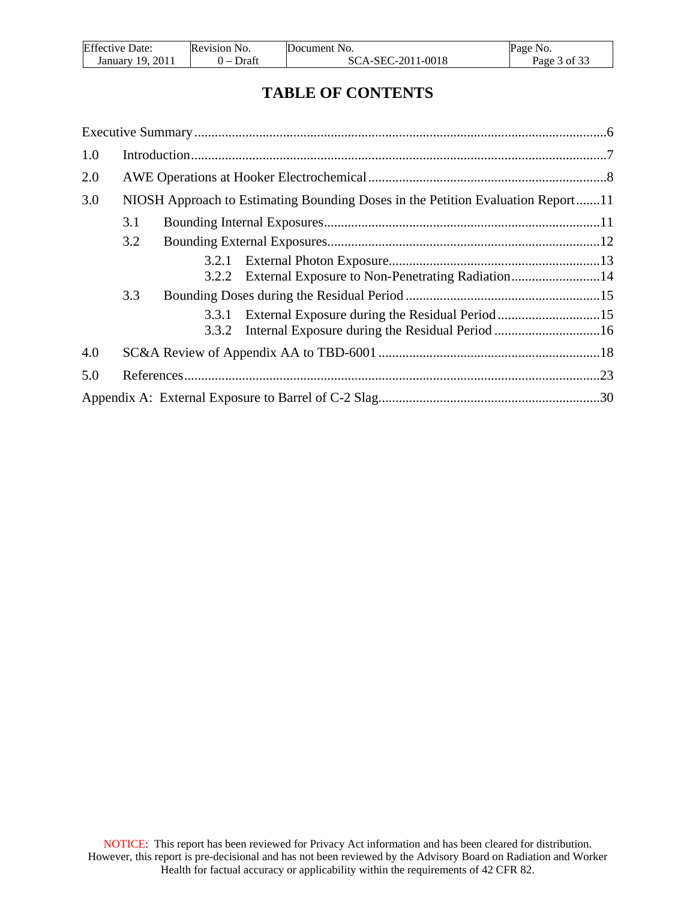# TABLE OF CONTENTS

Executive Summary ........................................................................................................................6

1.0 Introduction.........................................................................................................................7

2.0 AWE Operations at Hooker Electrochemical .....................................................................8

3.0 NIOSH Approach to Estimating Bounding Doses in the Petition Evaluation Report .......11

 3.1 Bounding Internal Exposures................................................................................11

 3.2 Bounding External Exposures...............................................................................12

  3.2.1 External Photon Exposure.............................................................13

  3.2.2 External Exposure to Non-Penetrating Radiation..........................14

 3.3 Bounding Doses during the Residual Period .........................................................15

  3.3.1 External Exposure during the Residual Period ..............................15

  3.3.2 Internal Exposure during the Residual Period ...............................16

4.0 SC&A Review of Appendix AA to TBD-6001 .................................................................18

5.0 References.........................................................................................................................23

Appendix A: External Exposure to Barrel of C-2 Slag.................................................................30

NOTICE: This report has been reviewed for Privacy Act information and has been cleared for distribution. However, this report is pre-decisional and has not been reviewed by the Advisory Board on Radiation and Worker Health for factual accuracy or applicability within the requirements of 42 CFR 82.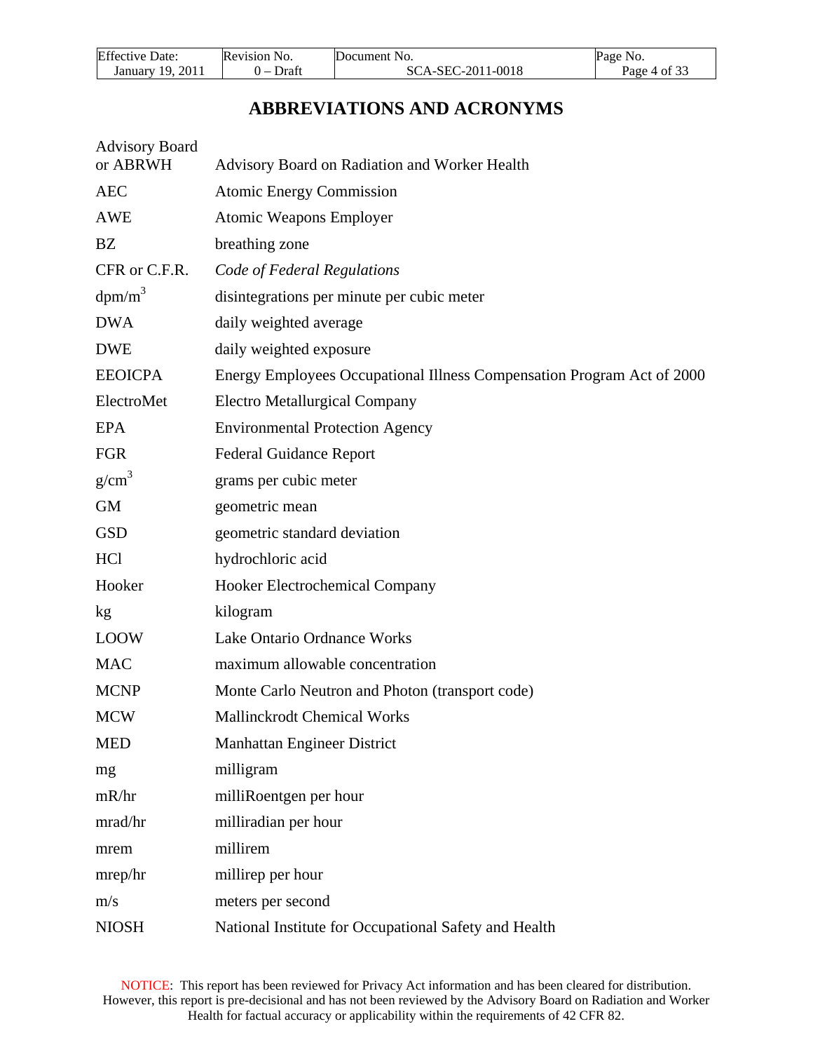# ABBREVIATIONS AND ACRONYMS

| | |
|---|---|
| Advisory Board or ABRWH | Advisory Board on Radiation and Worker Health |
| AEC | Atomic Energy Commission |
| AWE | Atomic Weapons Employer |
| BZ | breathing zone |
| CFR or C.F.R. | *Code of Federal Regulations* |
| $dpm/m^3$ | disintegrations per minute per cubic meter |
| DWA | daily weighted average |
| DWE | daily weighted exposure |
| EEOICPA | Energy Employees Occupational Illness Compensation Program Act of 2000 |
| ElectroMet | Electro Metallurgical Company |
| EPA | Environmental Protection Agency |
| FGR | Federal Guidance Report |
| $g/cm^3$ | grams per cubic meter |
| GM | geometric mean |
| GSD | geometric standard deviation |
| HCl | hydrochloric acid |
| Hooker | Hooker Electrochemical Company |
| kg | kilogram |
| LOOW | Lake Ontario Ordnance Works |
| MAC | maximum allowable concentration |
| MCNP | Monte Carlo Neutron and Photon (transport code) |
| MCW | Mallinckrodt Chemical Works |
| MED | Manhattan Engineer District |
| mg | milligram |
| mR/hr | milliRoentgen per hour |
| mrad/hr | milliradian per hour |
| mrem | millirem |
| mrep/hr | millirep per hour |
| m/s | meters per second |
| NIOSH | National Institute for Occupational Safety and Health |

NOTICE: This report has been reviewed for Privacy Act information and has been cleared for distribution. However, this report is pre-decisional and has not been reviewed by the Advisory Board on Radiation and Worker Health for factual accuracy or applicability within the requirements of 42 CFR 82.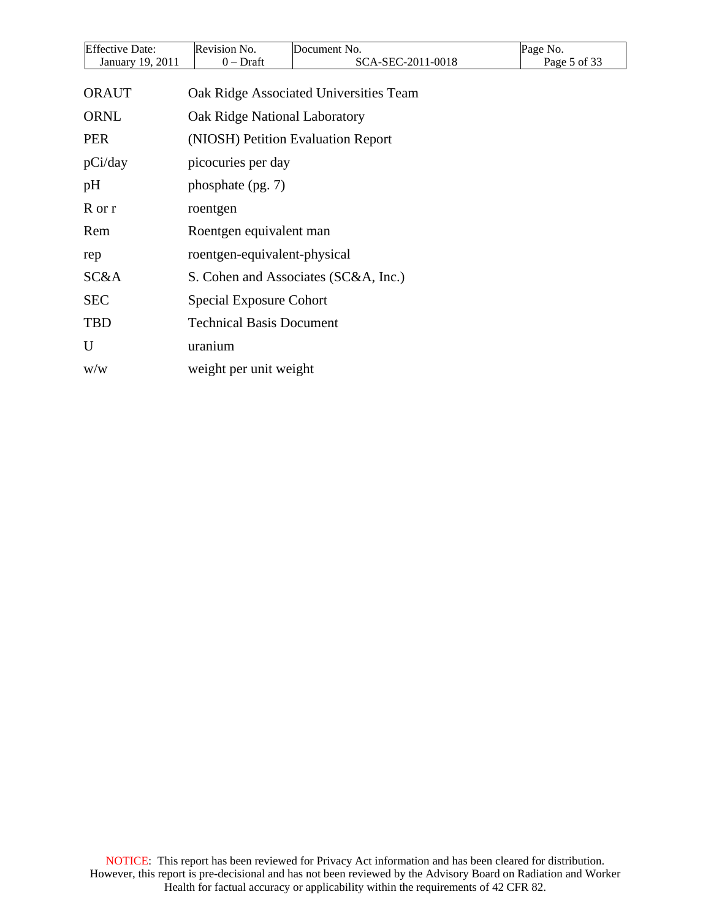| | |
|---|---|
| ORAUT | Oak Ridge Associated Universities Team |
| ORNL | Oak Ridge National Laboratory |
| PER | (NIOSH) Petition Evaluation Report |
| pCi/day | picocuries per day |
| pH | phosphate (pg. 7) |
| R or r | roentgen |
| Rem | Roentgen equivalent man |
| rep | roentgen-equivalent-physical |
| SC&A | S. Cohen and Associates (SC&A, Inc.) |
| SEC | Special Exposure Cohort |
| TBD | Technical Basis Document |
| U | uranium |
| w/w | weight per unit weight |

NOTICE: This report has been reviewed for Privacy Act information and has been cleared for distribution. However, this report is pre-decisional and has not been reviewed by the Advisory Board on Radiation and Worker Health for factual accuracy or applicability within the requirements of 42 CFR 82.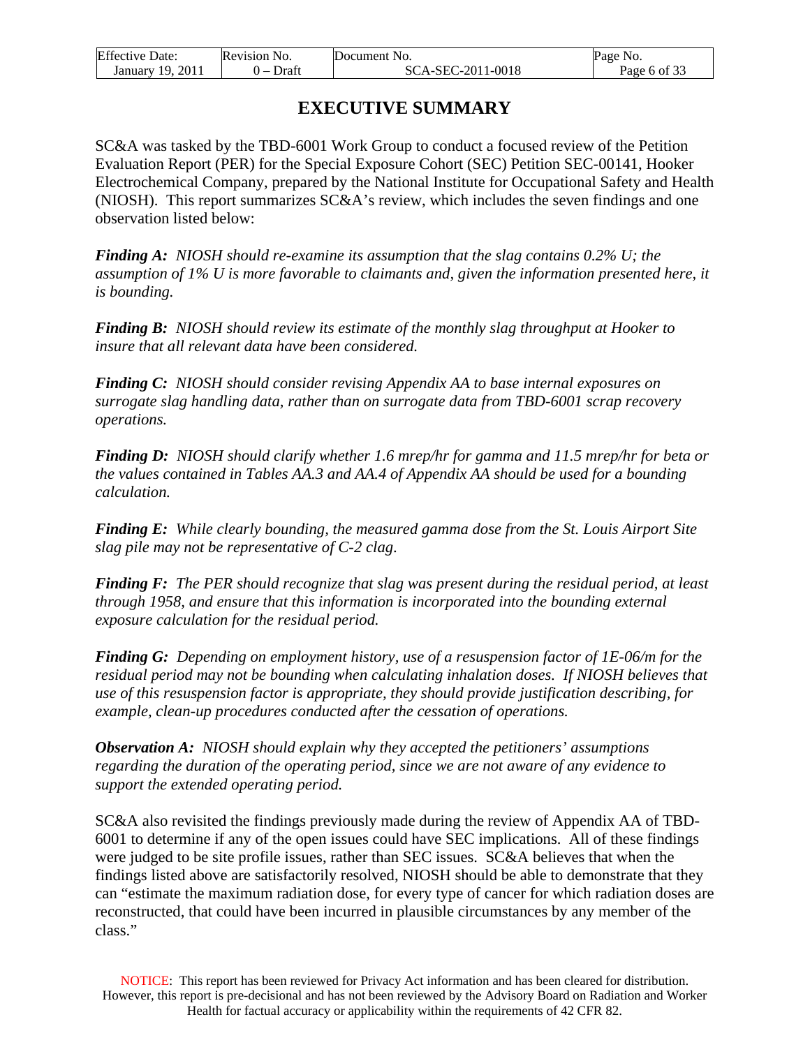# EXECUTIVE SUMMARY

SC&A was tasked by the TBD-6001 Work Group to conduct a focused review of the Petition Evaluation Report (PER) for the Special Exposure Cohort (SEC) Petition SEC-00141, Hooker Electrochemical Company, prepared by the National Institute for Occupational Safety and Health (NIOSH). This report summarizes SC&A's review, which includes the seven findings and one observation listed below:

***Finding A:*** *NIOSH should re-examine its assumption that the slag contains 0.2% U; the assumption of 1% U is more favorable to claimants and, given the information presented here, it is bounding.*

***Finding B:*** *NIOSH should review its estimate of the monthly slag throughput at Hooker to insure that all relevant data have been considered.*

***Finding C:*** *NIOSH should consider revising Appendix AA to base internal exposures on surrogate slag handling data, rather than on surrogate data from TBD-6001 scrap recovery operations.*

***Finding D:*** *NIOSH should clarify whether 1.6 mrep/hr for gamma and 11.5 mrep/hr for beta or the values contained in Tables AA.3 and AA.4 of Appendix AA should be used for a bounding calculation.*

***Finding E:*** *While clearly bounding, the measured gamma dose from the St. Louis Airport Site slag pile may not be representative of C-2 clag.*

***Finding F:*** *The PER should recognize that slag was present during the residual period, at least through 1958, and ensure that this information is incorporated into the bounding external exposure calculation for the residual period.*

***Finding G:*** *Depending on employment history, use of a resuspension factor of 1E-06/m for the residual period may not be bounding when calculating inhalation doses. If NIOSH believes that use of this resuspension factor is appropriate, they should provide justification describing, for example, clean-up procedures conducted after the cessation of operations.*

***Observation A:*** *NIOSH should explain why they accepted the petitioners' assumptions regarding the duration of the operating period, since we are not aware of any evidence to support the extended operating period.*

SC&A also revisited the findings previously made during the review of Appendix AA of TBD-6001 to determine if any of the open issues could have SEC implications. All of these findings were judged to be site profile issues, rather than SEC issues. SC&A believes that when the findings listed above are satisfactorily resolved, NIOSH should be able to demonstrate that they can "estimate the maximum radiation dose, for every type of cancer for which radiation doses are reconstructed, that could have been incurred in plausible circumstances by any member of the class."

NOTICE: This report has been reviewed for Privacy Act information and has been cleared for distribution. However, this report is pre-decisional and has not been reviewed by the Advisory Board on Radiation and Worker Health for factual accuracy or applicability within the requirements of 42 CFR 82.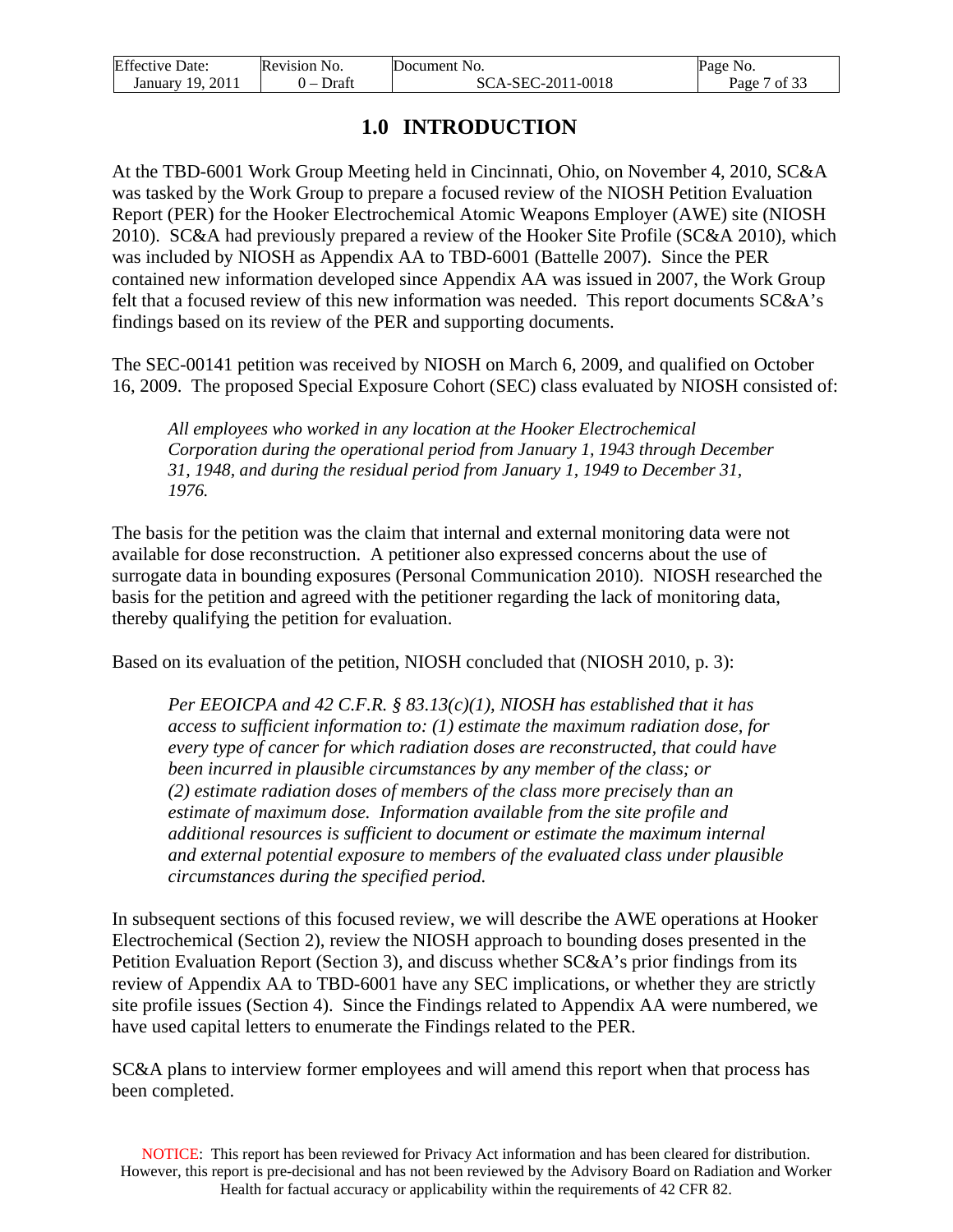# 1.0 INTRODUCTION

At the TBD-6001 Work Group Meeting held in Cincinnati, Ohio, on November 4, 2010, SC&A was tasked by the Work Group to prepare a focused review of the NIOSH Petition Evaluation Report (PER) for the Hooker Electrochemical Atomic Weapons Employer (AWE) site (NIOSH 2010). SC&A had previously prepared a review of the Hooker Site Profile (SC&A 2010), which was included by NIOSH as Appendix AA to TBD-6001 (Battelle 2007). Since the PER contained new information developed since Appendix AA was issued in 2007, the Work Group felt that a focused review of this new information was needed. This report documents SC&A's findings based on its review of the PER and supporting documents.

The SEC-00141 petition was received by NIOSH on March 6, 2009, and qualified on October 16, 2009. The proposed Special Exposure Cohort (SEC) class evaluated by NIOSH consisted of:

> *All employees who worked in any location at the Hooker Electrochemical Corporation during the operational period from January 1, 1943 through December 31, 1948, and during the residual period from January 1, 1949 to December 31, 1976.*

The basis for the petition was the claim that internal and external monitoring data were not available for dose reconstruction. A petitioner also expressed concerns about the use of surrogate data in bounding exposures (Personal Communication 2010). NIOSH researched the basis for the petition and agreed with the petitioner regarding the lack of monitoring data, thereby qualifying the petition for evaluation.

Based on its evaluation of the petition, NIOSH concluded that (NIOSH 2010, p. 3):

> *Per EEOICPA and 42 C.F.R. § 83.13(c)(1), NIOSH has established that it has access to sufficient information to: (1) estimate the maximum radiation dose, for every type of cancer for which radiation doses are reconstructed, that could have been incurred in plausible circumstances by any member of the class; or (2) estimate radiation doses of members of the class more precisely than an estimate of maximum dose. Information available from the site profile and additional resources is sufficient to document or estimate the maximum internal and external potential exposure to members of the evaluated class under plausible circumstances during the specified period.*

In subsequent sections of this focused review, we will describe the AWE operations at Hooker Electrochemical (Section 2), review the NIOSH approach to bounding doses presented in the Petition Evaluation Report (Section 3), and discuss whether SC&A's prior findings from its review of Appendix AA to TBD-6001 have any SEC implications, or whether they are strictly site profile issues (Section 4). Since the Findings related to Appendix AA were numbered, we have used capital letters to enumerate the Findings related to the PER.

SC&A plans to interview former employees and will amend this report when that process has been completed.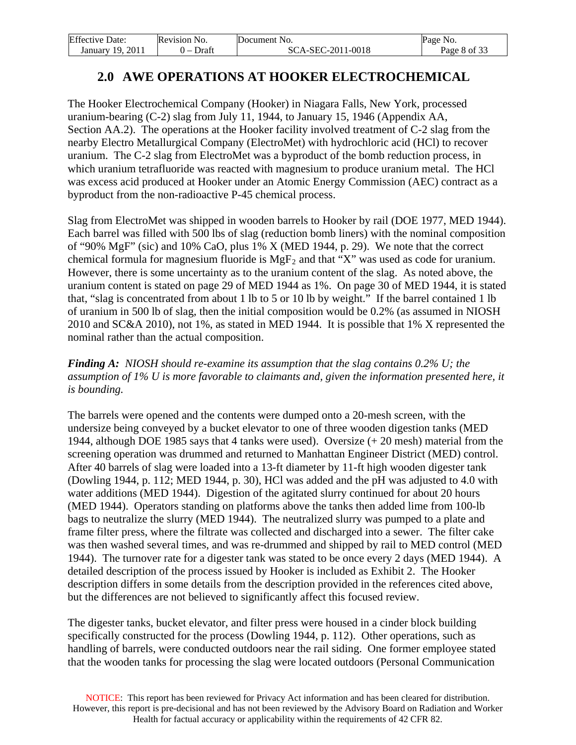## 2.0 AWE OPERATIONS AT HOOKER ELECTROCHEMICAL

The Hooker Electrochemical Company (Hooker) in Niagara Falls, New York, processed uranium-bearing (C-2) slag from July 11, 1944, to January 15, 1946 (Appendix AA, Section AA.2). The operations at the Hooker facility involved treatment of C-2 slag from the nearby Electro Metallurgical Company (ElectroMet) with hydrochloric acid (HCl) to recover uranium. The C-2 slag from ElectroMet was a byproduct of the bomb reduction process, in which uranium tetrafluoride was reacted with magnesium to produce uranium metal. The HCl was excess acid produced at Hooker under an Atomic Energy Commission (AEC) contract as a byproduct from the non-radioactive P-45 chemical process.

Slag from ElectroMet was shipped in wooden barrels to Hooker by rail (DOE 1977, MED 1944). Each barrel was filled with 500 lbs of slag (reduction bomb liners) with the nominal composition of "90% MgF" (sic) and 10% CaO, plus 1% X (MED 1944, p. 29). We note that the correct chemical formula for magnesium fluoride is $MgF_2$ and that "X" was used as code for uranium. However, there is some uncertainty as to the uranium content of the slag. As noted above, the uranium content is stated on page 29 of MED 1944 as 1%. On page 30 of MED 1944, it is stated that, "slag is concentrated from about 1 lb to 5 or 10 lb by weight." If the barrel contained 1 lb of uranium in 500 lb of slag, then the initial composition would be 0.2% (as assumed in NIOSH 2010 and SC&A 2010), not 1%, as stated in MED 1944. It is possible that 1% X represented the nominal rather than the actual composition.

***Finding A:*** *NIOSH should re-examine its assumption that the slag contains 0.2% U; the assumption of 1% U is more favorable to claimants and, given the information presented here, it is bounding.*

The barrels were opened and the contents were dumped onto a 20-mesh screen, with the undersize being conveyed by a bucket elevator to one of three wooden digestion tanks (MED 1944, although DOE 1985 says that 4 tanks were used). Oversize (+ 20 mesh) material from the screening operation was drummed and returned to Manhattan Engineer District (MED) control. After 40 barrels of slag were loaded into a 13-ft diameter by 11-ft high wooden digester tank (Dowling 1944, p. 112; MED 1944, p. 30), HCl was added and the pH was adjusted to 4.0 with water additions (MED 1944). Digestion of the agitated slurry continued for about 20 hours (MED 1944). Operators standing on platforms above the tanks then added lime from 100-lb bags to neutralize the slurry (MED 1944). The neutralized slurry was pumped to a plate and frame filter press, where the filtrate was collected and discharged into a sewer. The filter cake was then washed several times, and was re-drummed and shipped by rail to MED control (MED 1944). The turnover rate for a digester tank was stated to be once every 2 days (MED 1944). A detailed description of the process issued by Hooker is included as Exhibit 2. The Hooker description differs in some details from the description provided in the references cited above, but the differences are not believed to significantly affect this focused review.

The digester tanks, bucket elevator, and filter press were housed in a cinder block building specifically constructed for the process (Dowling 1944, p. 112). Other operations, such as handling of barrels, were conducted outdoors near the rail siding. One former employee stated that the wooden tanks for processing the slag were located outdoors (Personal Communication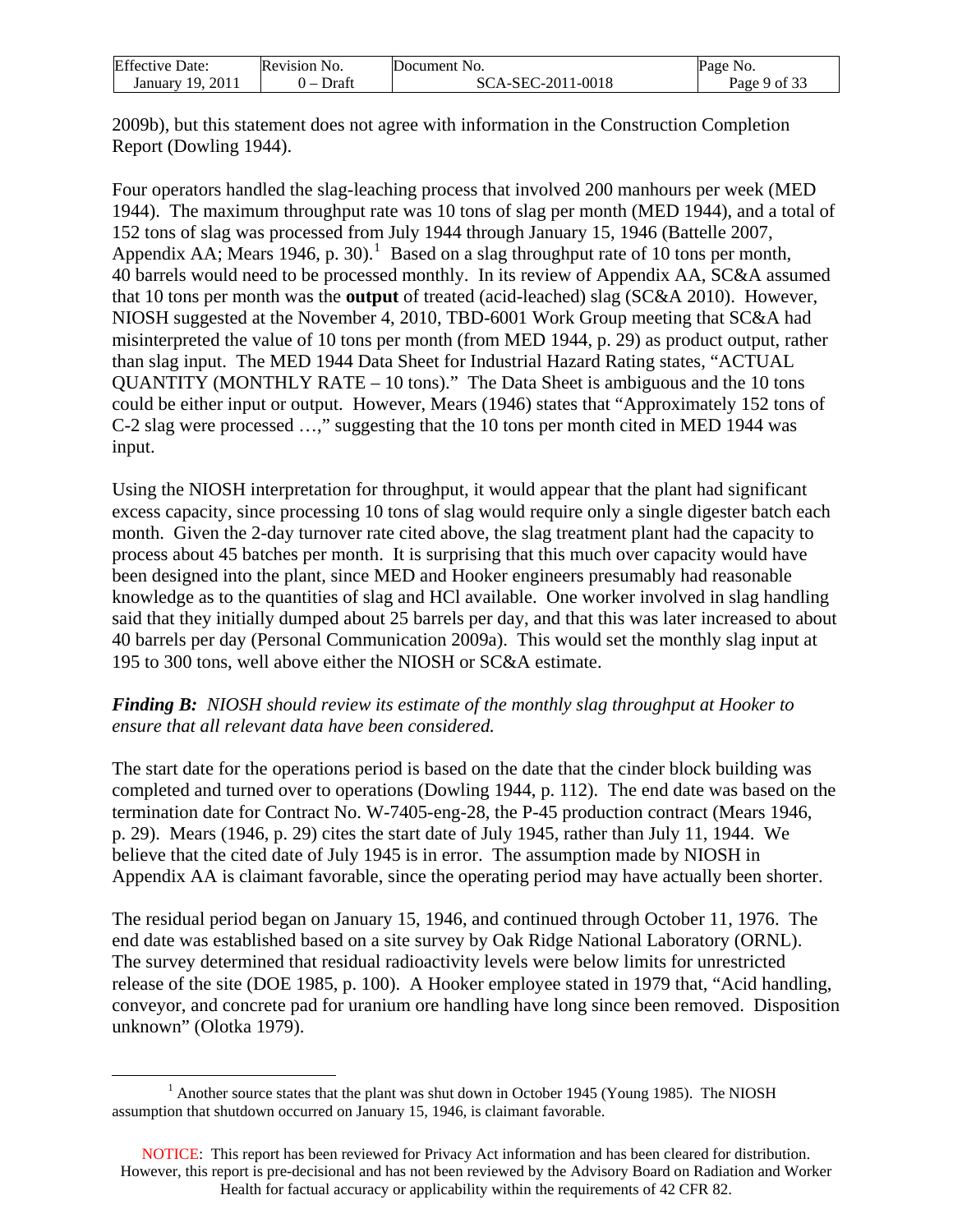2009b), but this statement does not agree with information in the Construction Completion Report (Dowling 1944).

Four operators handled the slag-leaching process that involved 200 manhours per week (MED 1944). The maximum throughput rate was 10 tons of slag per month (MED 1944), and a total of 152 tons of slag was processed from July 1944 through January 15, 1946 (Battelle 2007, Appendix AA; Mears 1946, p. 30).[1] Based on a slag throughput rate of 10 tons per month, 40 barrels would need to be processed monthly. In its review of Appendix AA, SC&A assumed that 10 tons per month was the **output** of treated (acid-leached) slag (SC&A 2010). However, NIOSH suggested at the November 4, 2010, TBD-6001 Work Group meeting that SC&A had misinterpreted the value of 10 tons per month (from MED 1944, p. 29) as product output, rather than slag input. The MED 1944 Data Sheet for Industrial Hazard Rating states, "ACTUAL QUANTITY (MONTHLY RATE – 10 tons)." The Data Sheet is ambiguous and the 10 tons could be either input or output. However, Mears (1946) states that "Approximately 152 tons of C-2 slag were processed …," suggesting that the 10 tons per month cited in MED 1944 was input.

Using the NIOSH interpretation for throughput, it would appear that the plant had significant excess capacity, since processing 10 tons of slag would require only a single digester batch each month. Given the 2-day turnover rate cited above, the slag treatment plant had the capacity to process about 45 batches per month. It is surprising that this much over capacity would have been designed into the plant, since MED and Hooker engineers presumably had reasonable knowledge as to the quantities of slag and HCl available. One worker involved in slag handling said that they initially dumped about 25 barrels per day, and that this was later increased to about 40 barrels per day (Personal Communication 2009a). This would set the monthly slag input at 195 to 300 tons, well above either the NIOSH or SC&A estimate.

***Finding B:*** *NIOSH should review its estimate of the monthly slag throughput at Hooker to ensure that all relevant data have been considered.*

The start date for the operations period is based on the date that the cinder block building was completed and turned over to operations (Dowling 1944, p. 112). The end date was based on the termination date for Contract No. W-7405-eng-28, the P-45 production contract (Mears 1946, p. 29). Mears (1946, p. 29) cites the start date of July 1945, rather than July 11, 1944. We believe that the cited date of July 1945 is in error. The assumption made by NIOSH in Appendix AA is claimant favorable, since the operating period may have actually been shorter.

The residual period began on January 15, 1946, and continued through October 11, 1976. The end date was established based on a site survey by Oak Ridge National Laboratory (ORNL). The survey determined that residual radioactivity levels were below limits for unrestricted release of the site (DOE 1985, p. 100). A Hooker employee stated in 1979 that, "Acid handling, conveyor, and concrete pad for uranium ore handling have long since been removed. Disposition unknown" (Olotka 1979).

[1] Another source states that the plant was shut down in October 1945 (Young 1985). The NIOSH assumption that shutdown occurred on January 15, 1946, is claimant favorable.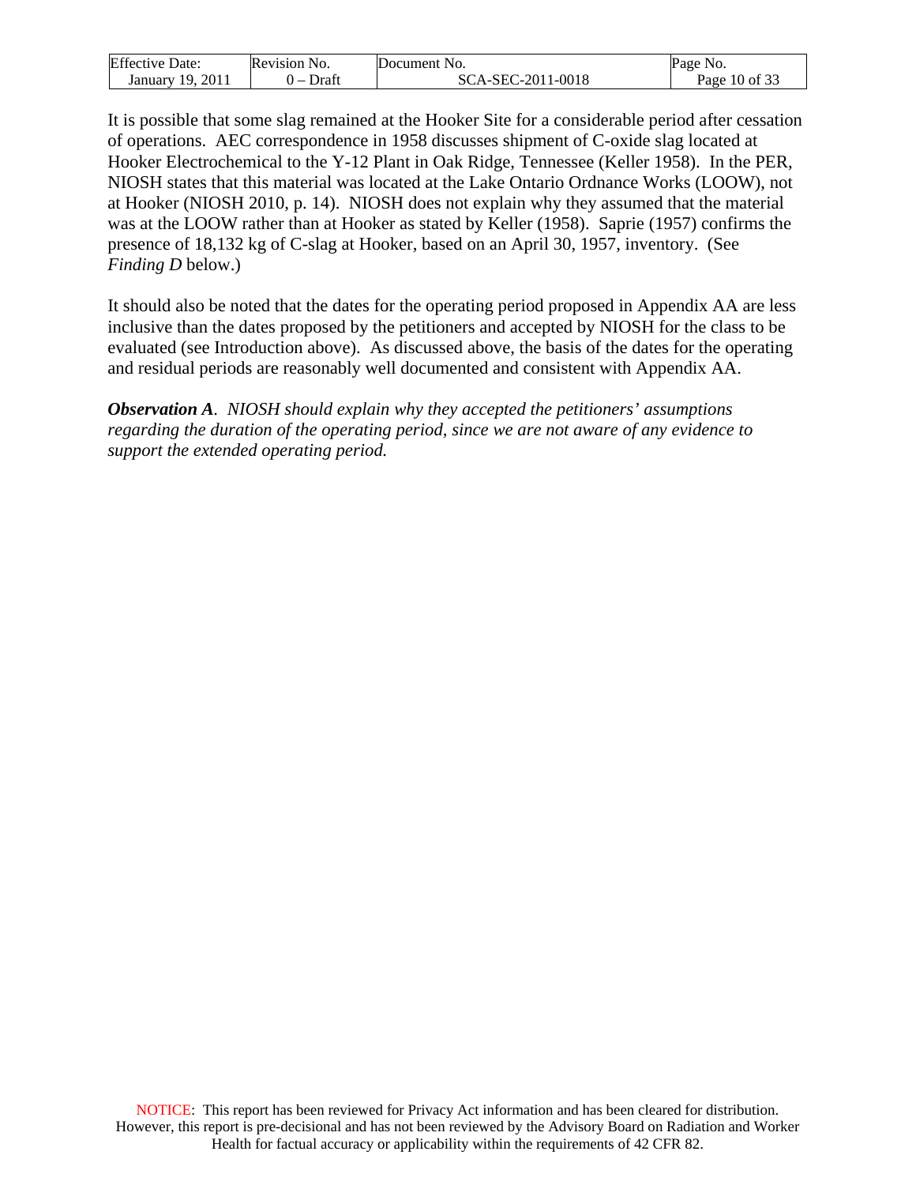It is possible that some slag remained at the Hooker Site for a considerable period after cessation of operations. AEC correspondence in 1958 discusses shipment of C-oxide slag located at Hooker Electrochemical to the Y-12 Plant in Oak Ridge, Tennessee (Keller 1958). In the PER, NIOSH states that this material was located at the Lake Ontario Ordnance Works (LOOW), not at Hooker (NIOSH 2010, p. 14). NIOSH does not explain why they assumed that the material was at the LOOW rather than at Hooker as stated by Keller (1958). Saprie (1957) confirms the presence of 18,132 kg of C-slag at Hooker, based on an April 30, 1957, inventory. (See *Finding D* below.)

It should also be noted that the dates for the operating period proposed in Appendix AA are less inclusive than the dates proposed by the petitioners and accepted by NIOSH for the class to be evaluated (see Introduction above). As discussed above, the basis of the dates for the operating and residual periods are reasonably well documented and consistent with Appendix AA.

***Observation A**. NIOSH should explain why they accepted the petitioners' assumptions regarding the duration of the operating period, since we are not aware of any evidence to support the extended operating period.*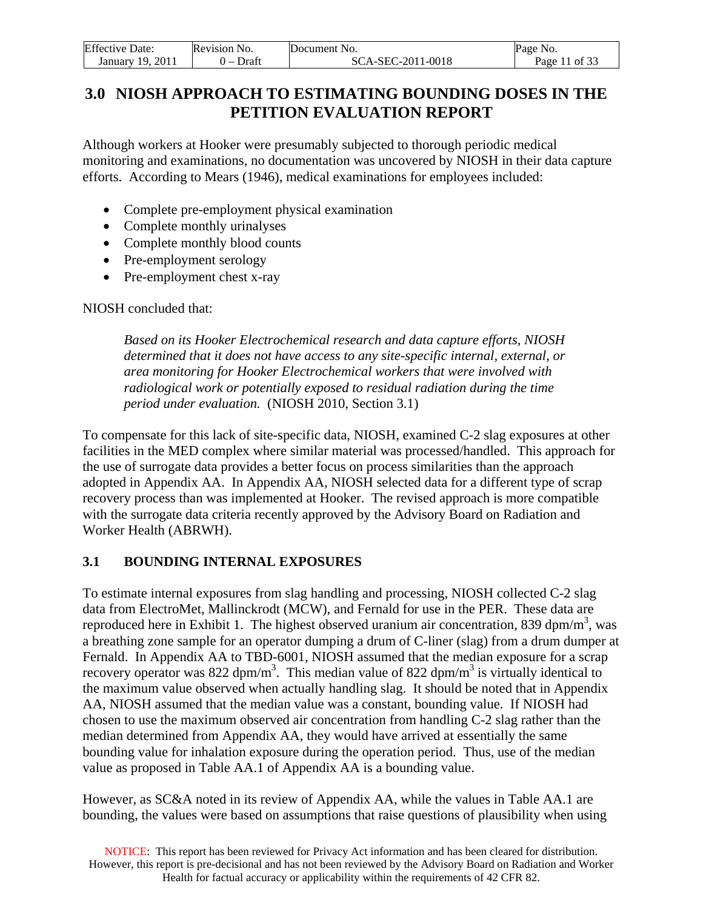## 3.0 NIOSH APPROACH TO ESTIMATING BOUNDING DOSES IN THE PETITION EVALUATION REPORT

Although workers at Hooker were presumably subjected to thorough periodic medical monitoring and examinations, no documentation was uncovered by NIOSH in their data capture efforts. According to Mears (1946), medical examinations for employees included:

- Complete pre-employment physical examination
- Complete monthly urinalyses
- Complete monthly blood counts
- Pre-employment serology
- Pre-employment chest x-ray

NIOSH concluded that:

> *Based on its Hooker Electrochemical research and data capture efforts, NIOSH determined that it does not have access to any site-specific internal, external, or area monitoring for Hooker Electrochemical workers that were involved with radiological work or potentially exposed to residual radiation during the time period under evaluation.* (NIOSH 2010, Section 3.1)

To compensate for this lack of site-specific data, NIOSH, examined C-2 slag exposures at other facilities in the MED complex where similar material was processed/handled. This approach for the use of surrogate data provides a better focus on process similarities than the approach adopted in Appendix AA. In Appendix AA, NIOSH selected data for a different type of scrap recovery process than was implemented at Hooker. The revised approach is more compatible with the surrogate data criteria recently approved by the Advisory Board on Radiation and Worker Health (ABRWH).

### 3.1 BOUNDING INTERNAL EXPOSURES

To estimate internal exposures from slag handling and processing, NIOSH collected C-2 slag data from ElectroMet, Mallinckrodt (MCW), and Fernald for use in the PER. These data are reproduced here in Exhibit 1. The highest observed uranium air concentration, 839 dpm/m$^3$, was a breathing zone sample for an operator dumping a drum of C-liner (slag) from a drum dumper at Fernald. In Appendix AA to TBD-6001, NIOSH assumed that the median exposure for a scrap recovery operator was 822 dpm/m$^3$. This median value of 822 dpm/m$^3$ is virtually identical to the maximum value observed when actually handling slag. It should be noted that in Appendix AA, NIOSH assumed that the median value was a constant, bounding value. If NIOSH had chosen to use the maximum observed air concentration from handling C-2 slag rather than the median determined from Appendix AA, they would have arrived at essentially the same bounding value for inhalation exposure during the operation period. Thus, use of the median value as proposed in Table AA.1 of Appendix AA is a bounding value.

However, as SC&A noted in its review of Appendix AA, while the values in Table AA.1 are bounding, the values were based on assumptions that raise questions of plausibility when using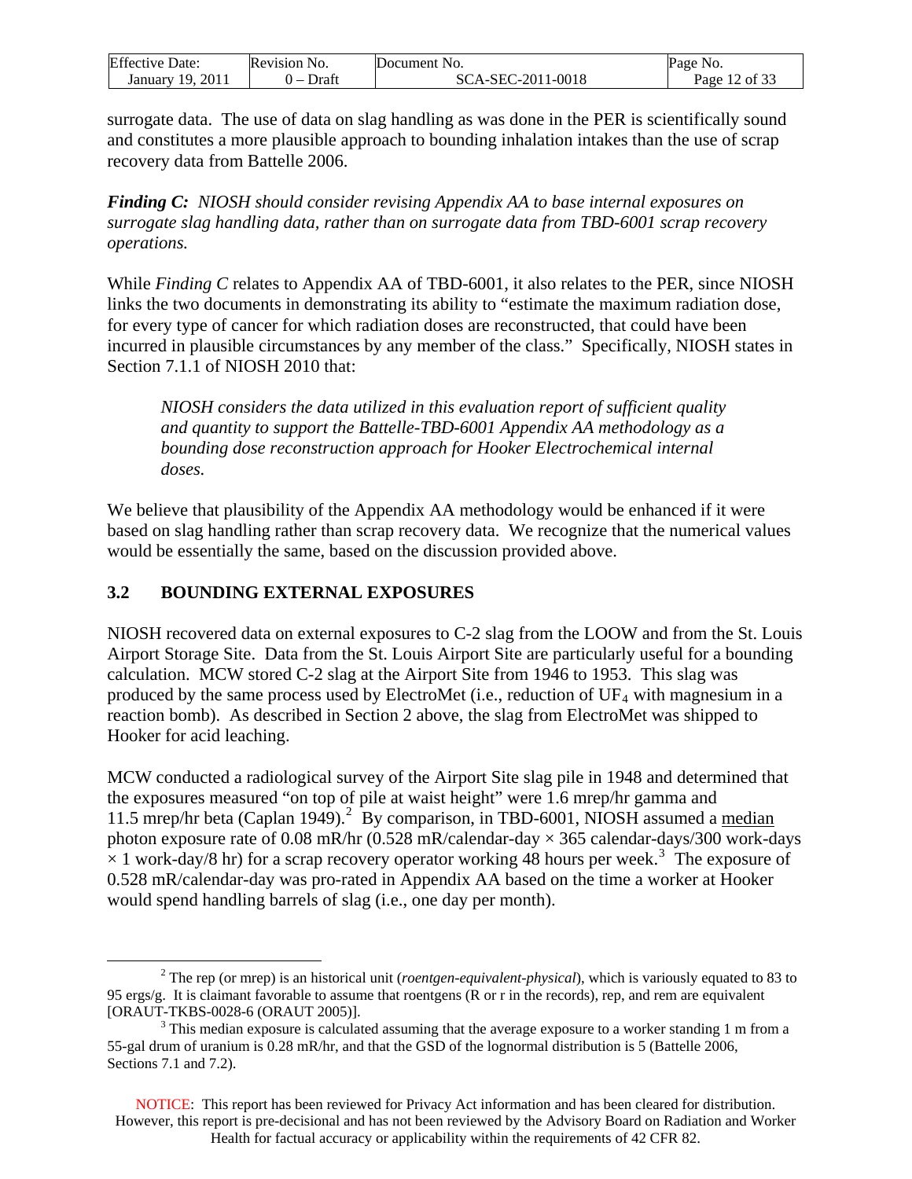surrogate data. The use of data on slag handling as was done in the PER is scientifically sound and constitutes a more plausible approach to bounding inhalation intakes than the use of scrap recovery data from Battelle 2006.

***Finding C:*** *NIOSH should consider revising Appendix AA to base internal exposures on surrogate slag handling data, rather than on surrogate data from TBD-6001 scrap recovery operations.*

While *Finding C* relates to Appendix AA of TBD-6001, it also relates to the PER, since NIOSH links the two documents in demonstrating its ability to "estimate the maximum radiation dose, for every type of cancer for which radiation doses are reconstructed, that could have been incurred in plausible circumstances by any member of the class." Specifically, NIOSH states in Section 7.1.1 of NIOSH 2010 that:

> *NIOSH considers the data utilized in this evaluation report of sufficient quality and quantity to support the Battelle-TBD-6001 Appendix AA methodology as a bounding dose reconstruction approach for Hooker Electrochemical internal doses.*

We believe that plausibility of the Appendix AA methodology would be enhanced if it were based on slag handling rather than scrap recovery data. We recognize that the numerical values would be essentially the same, based on the discussion provided above.

## 3.2 BOUNDING EXTERNAL EXPOSURES

NIOSH recovered data on external exposures to C-2 slag from the LOOW and from the St. Louis Airport Storage Site. Data from the St. Louis Airport Site are particularly useful for a bounding calculation. MCW stored C-2 slag at the Airport Site from 1946 to 1953. This slag was produced by the same process used by ElectroMet (i.e., reduction of $UF_4$ with magnesium in a reaction bomb). As described in Section 2 above, the slag from ElectroMet was shipped to Hooker for acid leaching.

MCW conducted a radiological survey of the Airport Site slag pile in 1948 and determined that the exposures measured "on top of pile at waist height" were 1.6 mrep/hr gamma and 11.5 mrep/hr beta (Caplan 1949).[2] By comparison, in TBD-6001, NIOSH assumed a median photon exposure rate of 0.08 mR/hr (0.528 mR/calendar-day × 365 calendar-days/300 work-days × 1 work-day/8 hr) for a scrap recovery operator working 48 hours per week.[3] The exposure of 0.528 mR/calendar-day was pro-rated in Appendix AA based on the time a worker at Hooker would spend handling barrels of slag (i.e., one day per month).

---

[2] The rep (or mrep) is an historical unit (*roentgen-equivalent-physical*), which is variously equated to 83 to 95 ergs/g. It is claimant favorable to assume that roentgens (R or r in the records), rep, and rem are equivalent [ORAUT-TKBS-0028-6 (ORAUT 2005)].

[3] This median exposure is calculated assuming that the average exposure to a worker standing 1 m from a 55-gal drum of uranium is 0.28 mR/hr, and that the GSD of the lognormal distribution is 5 (Battelle 2006, Sections 7.1 and 7.2).

NOTICE: This report has been reviewed for Privacy Act information and has been cleared for distribution. However, this report is pre-decisional and has not been reviewed by the Advisory Board on Radiation and Worker Health for factual accuracy or applicability within the requirements of 42 CFR 82.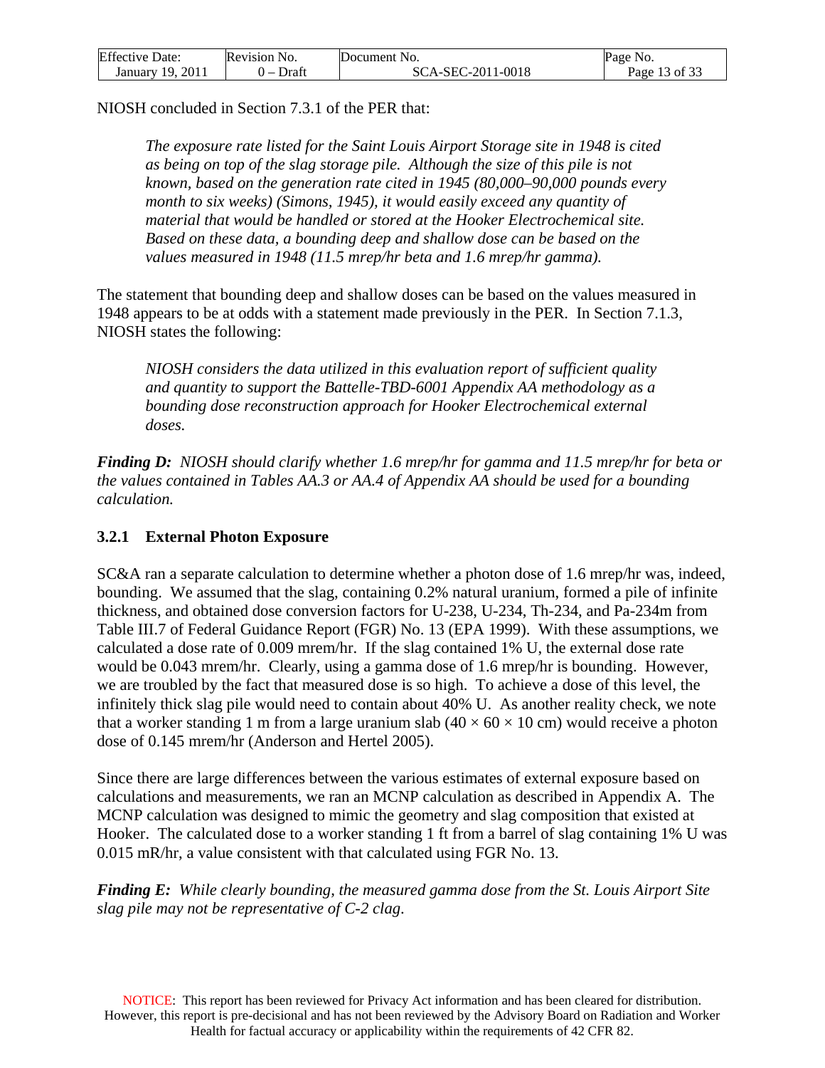NIOSH concluded in Section 7.3.1 of the PER that:

> *The exposure rate listed for the Saint Louis Airport Storage site in 1948 is cited as being on top of the slag storage pile. Although the size of this pile is not known, based on the generation rate cited in 1945 (80,000–90,000 pounds every month to six weeks) (Simons, 1945), it would easily exceed any quantity of material that would be handled or stored at the Hooker Electrochemical site. Based on these data, a bounding deep and shallow dose can be based on the values measured in 1948 (11.5 mrep/hr beta and 1.6 mrep/hr gamma).*

The statement that bounding deep and shallow doses can be based on the values measured in 1948 appears to be at odds with a statement made previously in the PER. In Section 7.1.3, NIOSH states the following:

> *NIOSH considers the data utilized in this evaluation report of sufficient quality and quantity to support the Battelle-TBD-6001 Appendix AA methodology as a bounding dose reconstruction approach for Hooker Electrochemical external doses.*

***Finding D:*** *NIOSH should clarify whether 1.6 mrep/hr for gamma and 11.5 mrep/hr for beta or the values contained in Tables AA.3 or AA.4 of Appendix AA should be used for a bounding calculation.*

### 3.2.1 External Photon Exposure

SC&A ran a separate calculation to determine whether a photon dose of 1.6 mrep/hr was, indeed, bounding. We assumed that the slag, containing 0.2% natural uranium, formed a pile of infinite thickness, and obtained dose conversion factors for U-238, U-234, Th-234, and Pa-234m from Table III.7 of Federal Guidance Report (FGR) No. 13 (EPA 1999). With these assumptions, we calculated a dose rate of 0.009 mrem/hr. If the slag contained 1% U, the external dose rate would be 0.043 mrem/hr. Clearly, using a gamma dose of 1.6 mrep/hr is bounding. However, we are troubled by the fact that measured dose is so high. To achieve a dose of this level, the infinitely thick slag pile would need to contain about 40% U. As another reality check, we note that a worker standing 1 m from a large uranium slab ($40 \times 60 \times 10$ cm) would receive a photon dose of 0.145 mrem/hr (Anderson and Hertel 2005).

Since there are large differences between the various estimates of external exposure based on calculations and measurements, we ran an MCNP calculation as described in Appendix A. The MCNP calculation was designed to mimic the geometry and slag composition that existed at Hooker. The calculated dose to a worker standing 1 ft from a barrel of slag containing 1% U was 0.015 mR/hr, a value consistent with that calculated using FGR No. 13.

***Finding E:*** *While clearly bounding, the measured gamma dose from the St. Louis Airport Site slag pile may not be representative of C-2 slag.*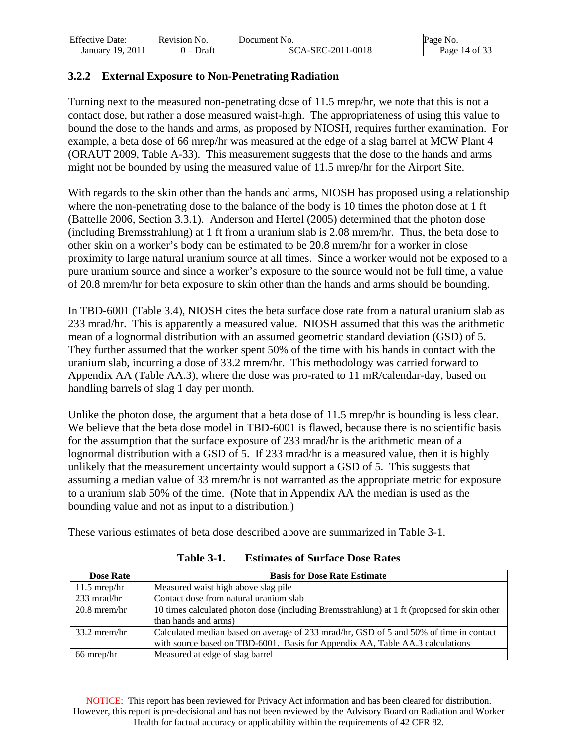### 3.2.2 External Exposure to Non-Penetrating Radiation

Turning next to the measured non-penetrating dose of 11.5 mrep/hr, we note that this is not a contact dose, but rather a dose measured waist-high. The appropriateness of using this value to bound the dose to the hands and arms, as proposed by NIOSH, requires further examination. For example, a beta dose of 66 mrep/hr was measured at the edge of a slag barrel at MCW Plant 4 (ORAUT 2009, Table A-33). This measurement suggests that the dose to the hands and arms might not be bounded by using the measured value of 11.5 mrep/hr for the Airport Site.

With regards to the skin other than the hands and arms, NIOSH has proposed using a relationship where the non-penetrating dose to the balance of the body is 10 times the photon dose at 1 ft (Battelle 2006, Section 3.3.1). Anderson and Hertel (2005) determined that the photon dose (including Bremsstrahlung) at 1 ft from a uranium slab is 2.08 mrem/hr. Thus, the beta dose to other skin on a worker's body can be estimated to be 20.8 mrem/hr for a worker in close proximity to large natural uranium source at all times. Since a worker would not be exposed to a pure uranium source and since a worker's exposure to the source would not be full time, a value of 20.8 mrem/hr for beta exposure to skin other than the hands and arms should be bounding.

In TBD-6001 (Table 3.4), NIOSH cites the beta surface dose rate from a natural uranium slab as 233 mrad/hr. This is apparently a measured value. NIOSH assumed that this was the arithmetic mean of a lognormal distribution with an assumed geometric standard deviation (GSD) of 5. They further assumed that the worker spent 50% of the time with his hands in contact with the uranium slab, incurring a dose of 33.2 mrem/hr. This methodology was carried forward to Appendix AA (Table AA.3), where the dose was pro-rated to 11 mR/calendar-day, based on handling barrels of slag 1 day per month.

Unlike the photon dose, the argument that a beta dose of 11.5 mrep/hr is bounding is less clear. We believe that the beta dose model in TBD-6001 is flawed, because there is no scientific basis for the assumption that the surface exposure of 233 mrad/hr is the arithmetic mean of a lognormal distribution with a GSD of 5. If 233 mrad/hr is a measured value, then it is highly unlikely that the measurement uncertainty would support a GSD of 5. This suggests that assuming a median value of 33 mrem/hr is not warranted as the appropriate metric for exposure to a uranium slab 50% of the time. (Note that in Appendix AA the median is used as the bounding value and not as input to a distribution.)

These various estimates of beta dose described above are summarized in Table 3-1.

**Table 3-1. Estimates of Surface Dose Rates**

| Dose Rate | Basis for Dose Rate Estimate |
|---|---|
| 11.5 mrep/hr | Measured waist high above slag pile |
| 233 mrad/hr | Contact dose from natural uranium slab |
| 20.8 mrem/hr | 10 times calculated photon dose (including Bremsstrahlung) at 1 ft (proposed for skin other than hands and arms) |
| 33.2 mrem/hr | Calculated median based on average of 233 mrad/hr, GSD of 5 and 50% of time in contact with source based on TBD-6001. Basis for Appendix AA, Table AA.3 calculations |
| 66 mrep/hr | Measured at edge of slag barrel |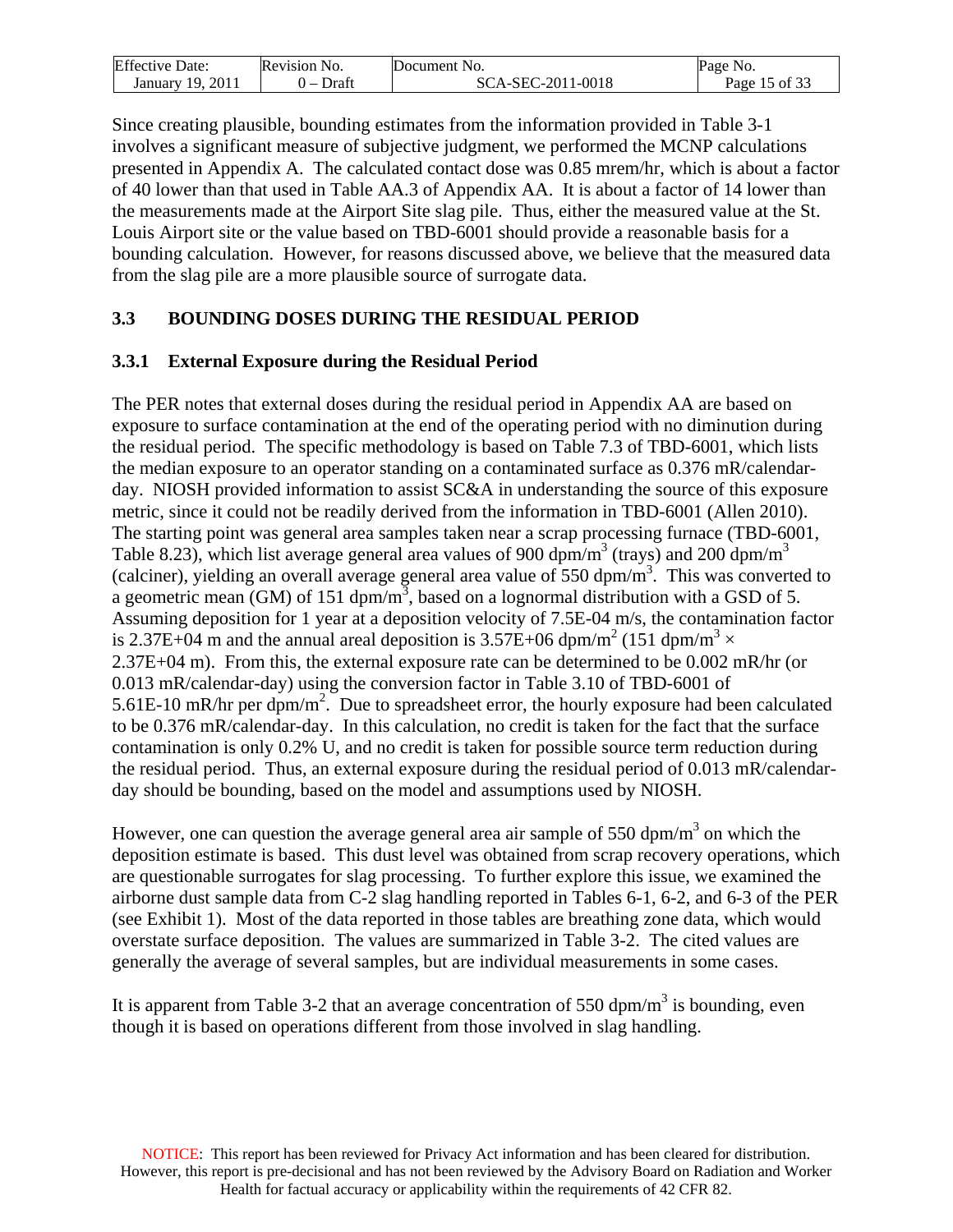Since creating plausible, bounding estimates from the information provided in Table 3-1 involves a significant measure of subjective judgment, we performed the MCNP calculations presented in Appendix A. The calculated contact dose was 0.85 mrem/hr, which is about a factor of 40 lower than that used in Table AA.3 of Appendix AA. It is about a factor of 14 lower than the measurements made at the Airport Site slag pile. Thus, either the measured value at the St. Louis Airport site or the value based on TBD-6001 should provide a reasonable basis for a bounding calculation. However, for reasons discussed above, we believe that the measured data from the slag pile are a more plausible source of surrogate data.

## 3.3 BOUNDING DOSES DURING THE RESIDUAL PERIOD

### 3.3.1 External Exposure during the Residual Period

The PER notes that external doses during the residual period in Appendix AA are based on exposure to surface contamination at the end of the operating period with no diminution during the residual period. The specific methodology is based on Table 7.3 of TBD-6001, which lists the median exposure to an operator standing on a contaminated surface as 0.376 mR/calendar-day. NIOSH provided information to assist SC&A in understanding the source of this exposure metric, since it could not be readily derived from the information in TBD-6001 (Allen 2010). The starting point was general area samples taken near a scrap processing furnace (TBD-6001, Table 8.23), which list average general area values of 900 dpm/m$^3$ (trays) and 200 dpm/m$^3$ (calciner), yielding an overall average general area value of 550 dpm/m$^3$. This was converted to a geometric mean (GM) of 151 dpm/m$^3$, based on a lognormal distribution with a GSD of 5. Assuming deposition for 1 year at a deposition velocity of 7.5E-04 m/s, the contamination factor is 2.37E+04 m and the annual areal deposition is 3.57E+06 dpm/m$^2$ (151 dpm/m$^3$ × 2.37E+04 m). From this, the external exposure rate can be determined to be 0.002 mR/hr (or 0.013 mR/calendar-day) using the conversion factor in Table 3.10 of TBD-6001 of 5.61E-10 mR/hr per dpm/m$^2$. Due to spreadsheet error, the hourly exposure had been calculated to be 0.376 mR/calendar-day. In this calculation, no credit is taken for the fact that the surface contamination is only 0.2% U, and no credit is taken for possible source term reduction during the residual period. Thus, an external exposure during the residual period of 0.013 mR/calendar-day should be bounding, based on the model and assumptions used by NIOSH.

However, one can question the average general area air sample of 550 dpm/m$^3$ on which the deposition estimate is based. This dust level was obtained from scrap recovery operations, which are questionable surrogates for slag processing. To further explore this issue, we examined the airborne dust sample data from C-2 slag handling reported in Tables 6-1, 6-2, and 6-3 of the PER (see Exhibit 1). Most of the data reported in those tables are breathing zone data, which would overstate surface deposition. The values are summarized in Table 3-2. The cited values are generally the average of several samples, but are individual measurements in some cases.

It is apparent from Table 3-2 that an average concentration of 550 dpm/m$^3$ is bounding, even though it is based on operations different from those involved in slag handling.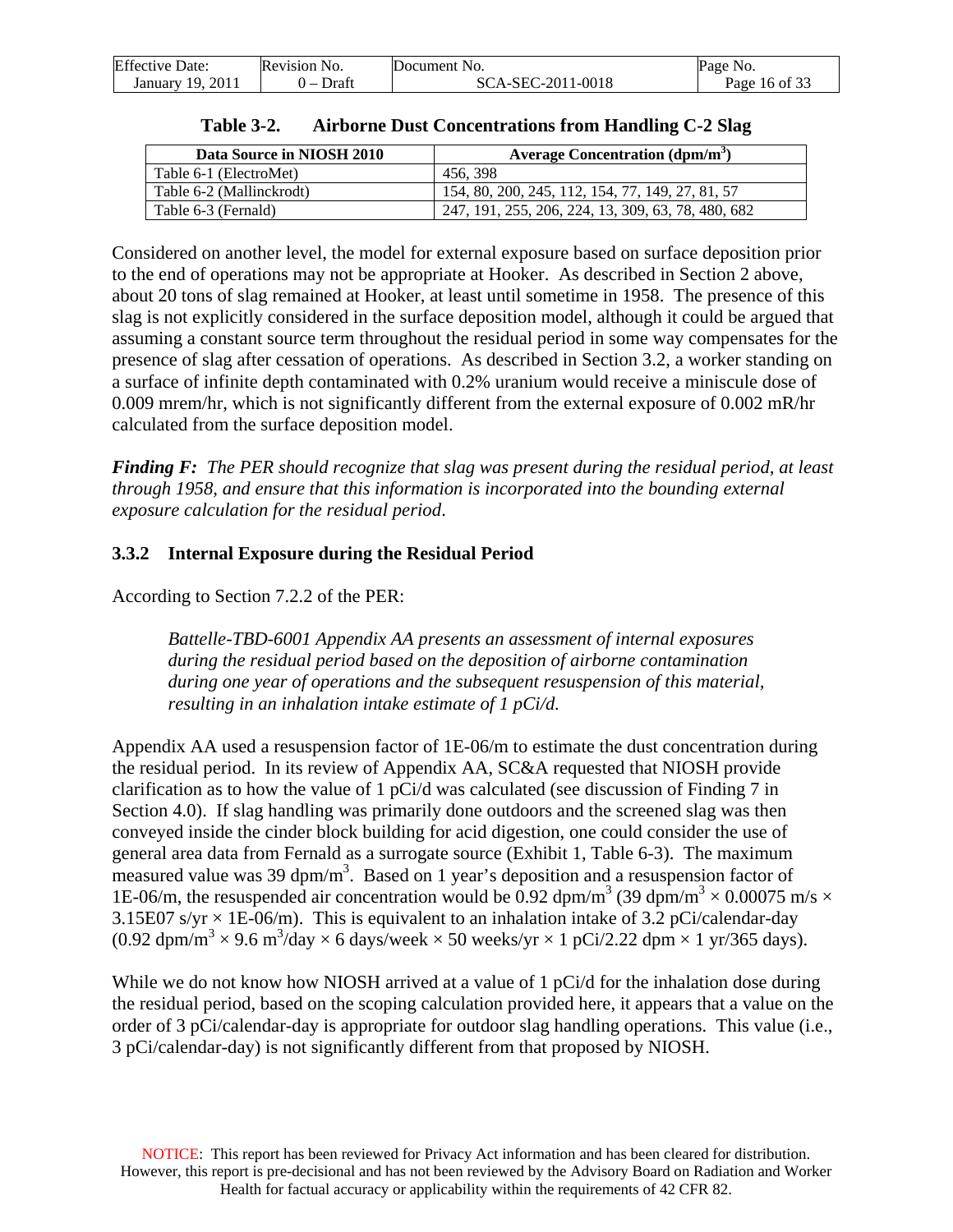**Table 3-2. Airborne Dust Concentrations from Handling C-2 Slag**

| Data Source in NIOSH 2010 | Average Concentration (dpm/m$^3$) |
|---|---|
| Table 6-1 (ElectroMet) | 456, 398 |
| Table 6-2 (Mallinckrodt) | 154, 80, 200, 245, 112, 154, 77, 149, 27, 81, 57 |
| Table 6-3 (Fernald) | 247, 191, 255, 206, 224, 13, 309, 63, 78, 480, 682 |

Considered on another level, the model for external exposure based on surface deposition prior to the end of operations may not be appropriate at Hooker. As described in Section 2 above, about 20 tons of slag remained at Hooker, at least until sometime in 1958. The presence of this slag is not explicitly considered in the surface deposition model, although it could be argued that assuming a constant source term throughout the residual period in some way compensates for the presence of slag after cessation of operations. As described in Section 3.2, a worker standing on a surface of infinite depth contaminated with 0.2% uranium would receive a miniscule dose of 0.009 mrem/hr, which is not significantly different from the external exposure of 0.002 mR/hr calculated from the surface deposition model.

***Finding F:*** *The PER should recognize that slag was present during the residual period, at least through 1958, and ensure that this information is incorporated into the bounding external exposure calculation for the residual period.*

### 3.3.2 Internal Exposure during the Residual Period

According to Section 7.2.2 of the PER:

> *Battelle-TBD-6001 Appendix AA presents an assessment of internal exposures during the residual period based on the deposition of airborne contamination during one year of operations and the subsequent resuspension of this material, resulting in an inhalation intake estimate of 1 pCi/d.*

Appendix AA used a resuspension factor of 1E-06/m to estimate the dust concentration during the residual period. In its review of Appendix AA, SC&A requested that NIOSH provide clarification as to how the value of 1 pCi/d was calculated (see discussion of Finding 7 in Section 4.0). If slag handling was primarily done outdoors and the screened slag was then conveyed inside the cinder block building for acid digestion, one could consider the use of general area data from Fernald as a surrogate source (Exhibit 1, Table 6-3). The maximum measured value was 39 dpm/m$^3$. Based on 1 year's deposition and a resuspension factor of 1E-06/m, the resuspended air concentration would be 0.92 dpm/m$^3$ (39 dpm/m$^3$ × 0.00075 m/s × 3.15E07 s/yr × 1E-06/m). This is equivalent to an inhalation intake of 3.2 pCi/calendar-day (0.92 dpm/m$^3$ × 9.6 m$^3$/day × 6 days/week × 50 weeks/yr × 1 pCi/2.22 dpm × 1 yr/365 days).

While we do not know how NIOSH arrived at a value of 1 pCi/d for the inhalation dose during the residual period, based on the scoping calculation provided here, it appears that a value on the order of 3 pCi/calendar-day is appropriate for outdoor slag handling operations. This value (i.e., 3 pCi/calendar-day) is not significantly different from that proposed by NIOSH.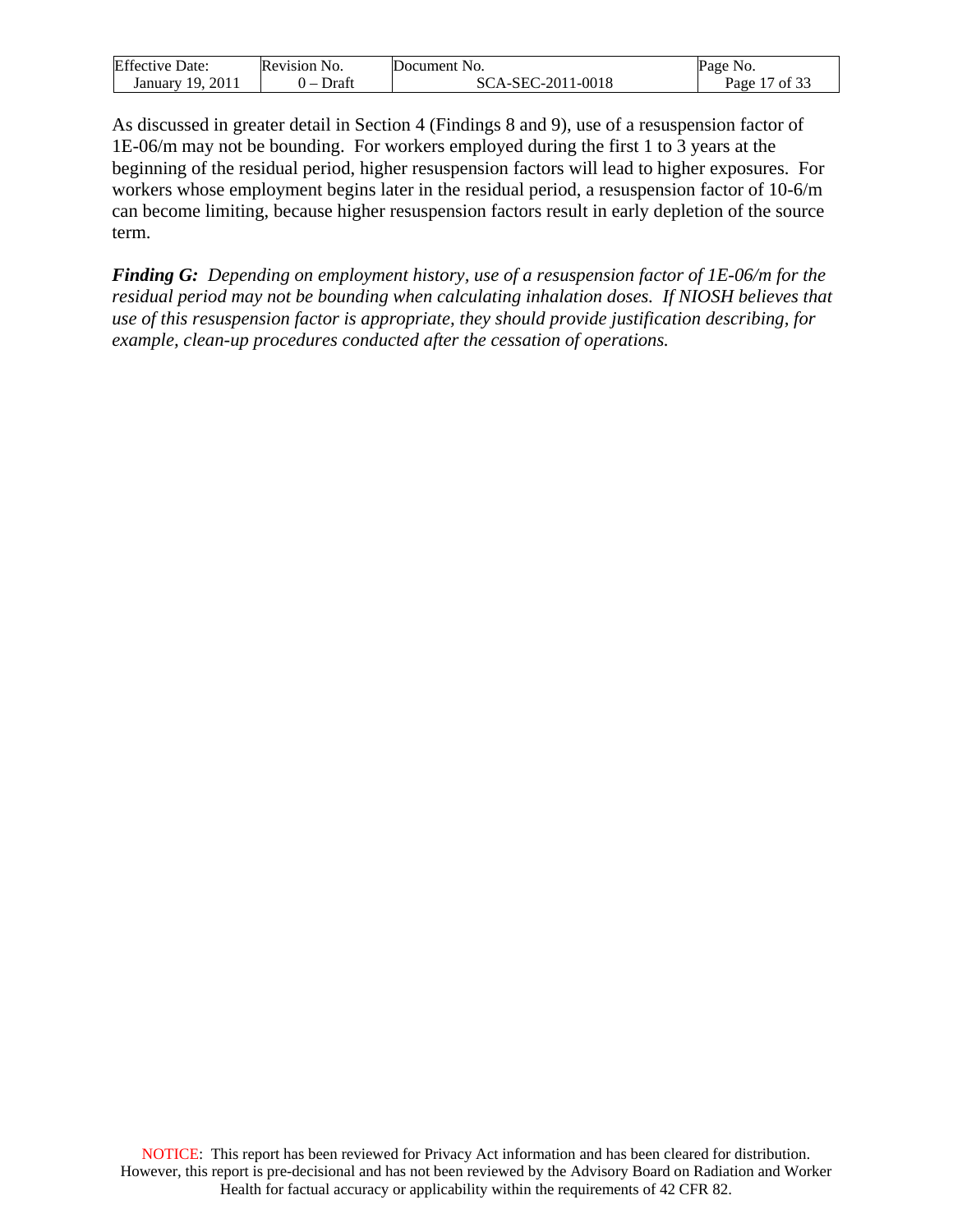As discussed in greater detail in Section 4 (Findings 8 and 9), use of a resuspension factor of 1E-06/m may not be bounding. For workers employed during the first 1 to 3 years at the beginning of the residual period, higher resuspension factors will lead to higher exposures. For workers whose employment begins later in the residual period, a resuspension factor of 10-6/m can become limiting, because higher resuspension factors result in early depletion of the source term.

***Finding G:*** *Depending on employment history, use of a resuspension factor of 1E-06/m for the residual period may not be bounding when calculating inhalation doses. If NIOSH believes that use of this resuspension factor is appropriate, they should provide justification describing, for example, clean-up procedures conducted after the cessation of operations.*

NOTICE: This report has been reviewed for Privacy Act information and has been cleared for distribution. However, this report is pre-decisional and has not been reviewed by the Advisory Board on Radiation and Worker Health for factual accuracy or applicability within the requirements of 42 CFR 82.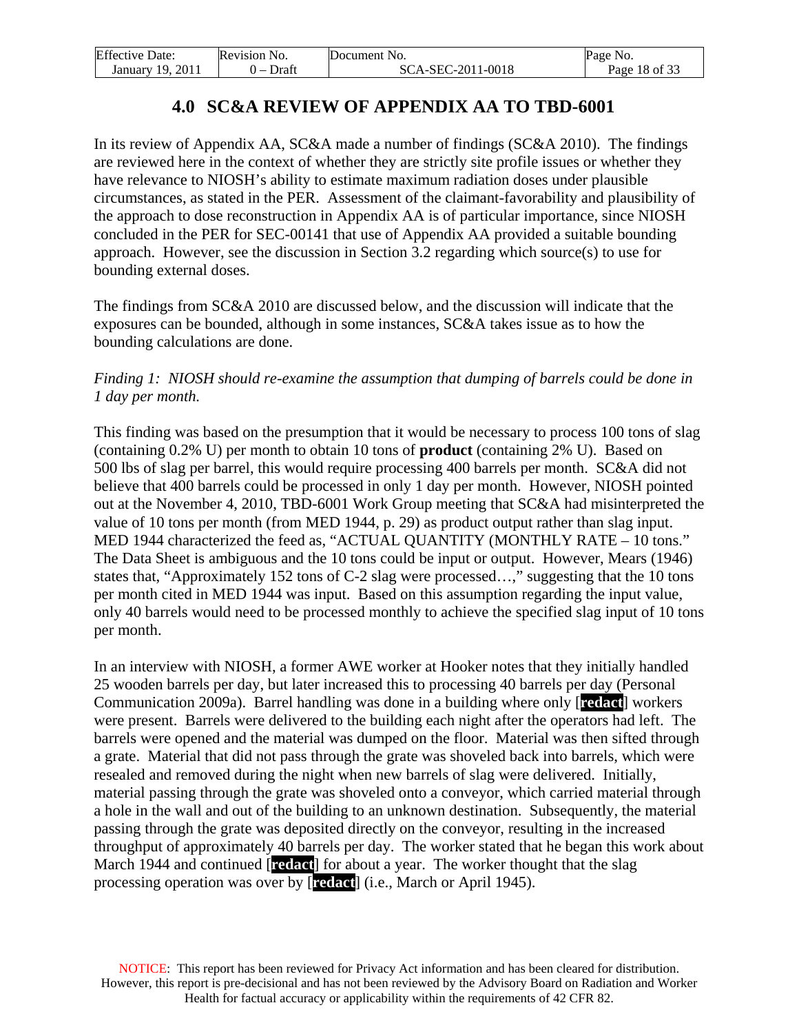## 4.0 SC&A REVIEW OF APPENDIX AA TO TBD-6001

In its review of Appendix AA, SC&A made a number of findings (SC&A 2010). The findings are reviewed here in the context of whether they are strictly site profile issues or whether they have relevance to NIOSH's ability to estimate maximum radiation doses under plausible circumstances, as stated in the PER. Assessment of the claimant-favorability and plausibility of the approach to dose reconstruction in Appendix AA is of particular importance, since NIOSH concluded in the PER for SEC-00141 that use of Appendix AA provided a suitable bounding approach. However, see the discussion in Section 3.2 regarding which source(s) to use for bounding external doses.

The findings from SC&A 2010 are discussed below, and the discussion will indicate that the exposures can be bounded, although in some instances, SC&A takes issue as to how the bounding calculations are done.

*Finding 1: NIOSH should re-examine the assumption that dumping of barrels could be done in 1 day per month.*

This finding was based on the presumption that it would be necessary to process 100 tons of slag (containing 0.2% U) per month to obtain 10 tons of **product** (containing 2% U). Based on 500 lbs of slag per barrel, this would require processing 400 barrels per month. SC&A did not believe that 400 barrels could be processed in only 1 day per month. However, NIOSH pointed out at the November 4, 2010, TBD-6001 Work Group meeting that SC&A had misinterpreted the value of 10 tons per month (from MED 1944, p. 29) as product output rather than slag input. MED 1944 characterized the feed as, "ACTUAL QUANTITY (MONTHLY RATE – 10 tons." The Data Sheet is ambiguous and the 10 tons could be input or output. However, Mears (1946) states that, "Approximately 152 tons of C-2 slag were processed…," suggesting that the 10 tons per month cited in MED 1944 was input. Based on this assumption regarding the input value, only 40 barrels would need to be processed monthly to achieve the specified slag input of 10 tons per month.

In an interview with NIOSH, a former AWE worker at Hooker notes that they initially handled 25 wooden barrels per day, but later increased this to processing 40 barrels per day (Personal Communication 2009a). Barrel handling was done in a building where only [redact] workers were present. Barrels were delivered to the building each night after the operators had left. The barrels were opened and the material was dumped on the floor. Material was then sifted through a grate. Material that did not pass through the grate was shoveled back into barrels, which were resealed and removed during the night when new barrels of slag were delivered. Initially, material passing through the grate was shoveled onto a conveyor, which carried material through a hole in the wall and out of the building to an unknown destination. Subsequently, the material passing through the grate was deposited directly on the conveyor, resulting in the increased throughput of approximately 40 barrels per day. The worker stated that he began this work about March 1944 and continued [redact] for about a year. The worker thought that the slag processing operation was over by [redact] (i.e., March or April 1945).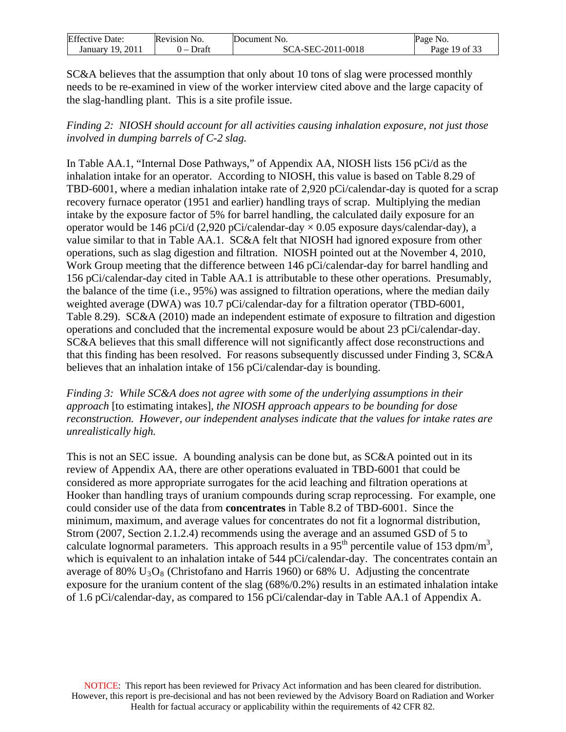SC&A believes that the assumption that only about 10 tons of slag were processed monthly needs to be re-examined in view of the worker interview cited above and the large capacity of the slag-handling plant. This is a site profile issue.

*Finding 2: NIOSH should account for all activities causing inhalation exposure, not just those involved in dumping barrels of C-2 slag.*

In Table AA.1, "Internal Dose Pathways," of Appendix AA, NIOSH lists 156 pCi/d as the inhalation intake for an operator. According to NIOSH, this value is based on Table 8.29 of TBD-6001, where a median inhalation intake rate of 2,920 pCi/calendar-day is quoted for a scrap recovery furnace operator (1951 and earlier) handling trays of scrap. Multiplying the median intake by the exposure factor of 5% for barrel handling, the calculated daily exposure for an operator would be 146 pCi/d (2,920 pCi/calendar-day $\times$ 0.05 exposure days/calendar-day), a value similar to that in Table AA.1. SC&A felt that NIOSH had ignored exposure from other operations, such as slag digestion and filtration. NIOSH pointed out at the November 4, 2010, Work Group meeting that the difference between 146 pCi/calendar-day for barrel handling and 156 pCi/calendar-day cited in Table AA.1 is attributable to these other operations. Presumably, the balance of the time (i.e., 95%) was assigned to filtration operations, where the median daily weighted average (DWA) was 10.7 pCi/calendar-day for a filtration operator (TBD-6001, Table 8.29). SC&A (2010) made an independent estimate of exposure to filtration and digestion operations and concluded that the incremental exposure would be about 23 pCi/calendar-day. SC&A believes that this small difference will not significantly affect dose reconstructions and that this finding has been resolved. For reasons subsequently discussed under Finding 3, SC&A believes that an inhalation intake of 156 pCi/calendar-day is bounding.

*Finding 3: While SC&A does not agree with some of the underlying assumptions in their approach* [to estimating intakes], *the NIOSH approach appears to be bounding for dose reconstruction. However, our independent analyses indicate that the values for intake rates are unrealistically high.*

This is not an SEC issue. A bounding analysis can be done but, as SC&A pointed out in its review of Appendix AA, there are other operations evaluated in TBD-6001 that could be considered as more appropriate surrogates for the acid leaching and filtration operations at Hooker than handling trays of uranium compounds during scrap reprocessing. For example, one could consider use of the data from **concentrates** in Table 8.2 of TBD-6001. Since the minimum, maximum, and average values for concentrates do not fit a lognormal distribution, Strom (2007, Section 2.1.2.4) recommends using the average and an assumed GSD of 5 to calculate lognormal parameters. This approach results in a 95$^{th}$ percentile value of 153 dpm/m$^3$, which is equivalent to an inhalation intake of 544 pCi/calendar-day. The concentrates contain an average of 80% $U_3O_8$ (Christofano and Harris 1960) or 68% U. Adjusting the concentrate exposure for the uranium content of the slag (68%/0.2%) results in an estimated inhalation intake of 1.6 pCi/calendar-day, as compared to 156 pCi/calendar-day in Table AA.1 of Appendix A.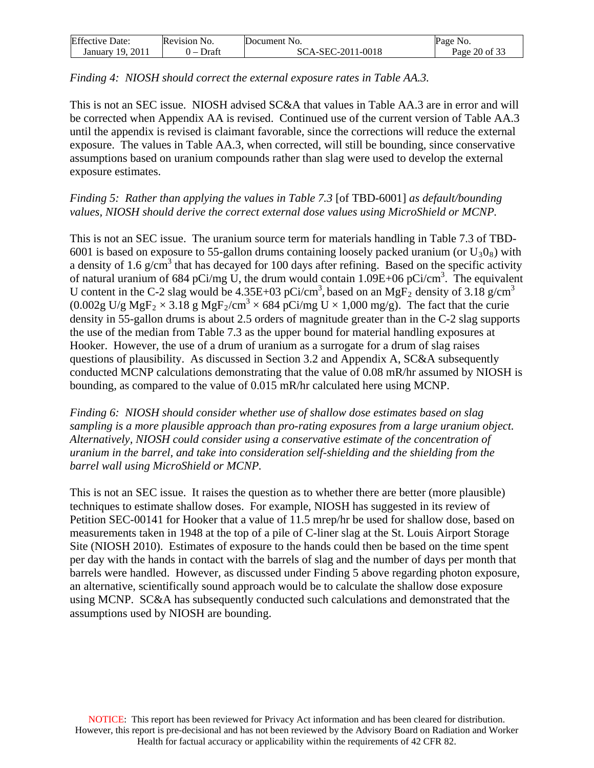*Finding 4: NIOSH should correct the external exposure rates in Table AA.3.*

This is not an SEC issue. NIOSH advised SC&A that values in Table AA.3 are in error and will be corrected when Appendix AA is revised. Continued use of the current version of Table AA.3 until the appendix is revised is claimant favorable, since the corrections will reduce the external exposure. The values in Table AA.3, when corrected, will still be bounding, since conservative assumptions based on uranium compounds rather than slag were used to develop the external exposure estimates.

*Finding 5: Rather than applying the values in Table 7.3* [of TBD-6001] *as default/bounding values, NIOSH should derive the correct external dose values using MicroShield or MCNP.*

This is not an SEC issue. The uranium source term for materials handling in Table 7.3 of TBD-6001 is based on exposure to 55-gallon drums containing loosely packed uranium (or $U_3O_8$) with a density of 1.6 g/cm$^3$ that has decayed for 100 days after refining. Based on the specific activity of natural uranium of 684 pCi/mg U, the drum would contain 1.09E+06 pCi/cm$^3$. The equivalent U content in the C-2 slag would be 4.35E+03 pCi/cm$^3$, based on an $MgF_2$ density of 3.18 g/cm$^3$ (0.002g U/g $MgF_2$ × 3.18 g $MgF_2$/cm$^3$ × 684 pCi/mg U × 1,000 mg/g). The fact that the curie density in 55-gallon drums is about 2.5 orders of magnitude greater than in the C-2 slag supports the use of the median from Table 7.3 as the upper bound for material handling exposures at Hooker. However, the use of a drum of uranium as a surrogate for a drum of slag raises questions of plausibility. As discussed in Section 3.2 and Appendix A, SC&A subsequently conducted MCNP calculations demonstrating that the value of 0.08 mR/hr assumed by NIOSH is bounding, as compared to the value of 0.015 mR/hr calculated here using MCNP.

*Finding 6: NIOSH should consider whether use of shallow dose estimates based on slag sampling is a more plausible approach than pro-rating exposures from a large uranium object. Alternatively, NIOSH could consider using a conservative estimate of the concentration of uranium in the barrel, and take into consideration self-shielding and the shielding from the barrel wall using MicroShield or MCNP.*

This is not an SEC issue. It raises the question as to whether there are better (more plausible) techniques to estimate shallow doses. For example, NIOSH has suggested in its review of Petition SEC-00141 for Hooker that a value of 11.5 mrep/hr be used for shallow dose, based on measurements taken in 1948 at the top of a pile of C-liner slag at the St. Louis Airport Storage Site (NIOSH 2010). Estimates of exposure to the hands could then be based on the time spent per day with the hands in contact with the barrels of slag and the number of days per month that barrels were handled. However, as discussed under Finding 5 above regarding photon exposure, an alternative, scientifically sound approach would be to calculate the shallow dose exposure using MCNP. SC&A has subsequently conducted such calculations and demonstrated that the assumptions used by NIOSH are bounding.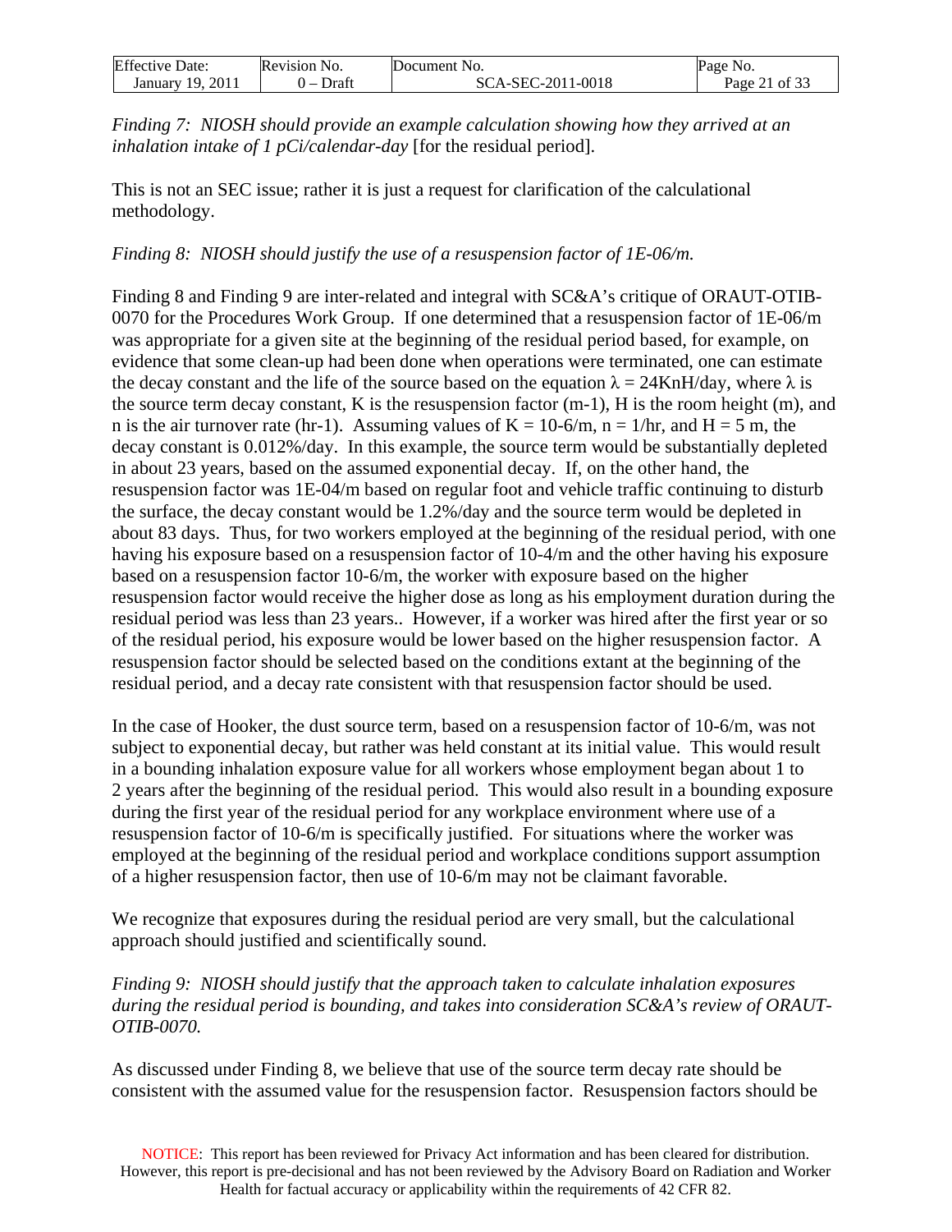*Finding 7: NIOSH should provide an example calculation showing how they arrived at an inhalation intake of 1 pCi/calendar-day* [for the residual period].

This is not an SEC issue; rather it is just a request for clarification of the calculational methodology.

*Finding 8: NIOSH should justify the use of a resuspension factor of 1E-06/m.*

Finding 8 and Finding 9 are inter-related and integral with SC&A's critique of ORAUT-OTIB-0070 for the Procedures Work Group. If one determined that a resuspension factor of 1E-06/m was appropriate for a given site at the beginning of the residual period based, for example, on evidence that some clean-up had been done when operations were terminated, one can estimate the decay constant and the life of the source based on the equation $\lambda = 24KnH$/day, where $\lambda$ is the source term decay constant, K is the resuspension factor (m-1), H is the room height (m), and n is the air turnover rate (hr-1). Assuming values of K = 10-6/m, n = 1/hr, and H = 5 m, the decay constant is 0.012%/day. In this example, the source term would be substantially depleted in about 23 years, based on the assumed exponential decay. If, on the other hand, the resuspension factor was 1E-04/m based on regular foot and vehicle traffic continuing to disturb the surface, the decay constant would be 1.2%/day and the source term would be depleted in about 83 days. Thus, for two workers employed at the beginning of the residual period, with one having his exposure based on a resuspension factor of 10-4/m and the other having his exposure based on a resuspension factor 10-6/m, the worker with exposure based on the higher resuspension factor would receive the higher dose as long as his employment duration during the residual period was less than 23 years.. However, if a worker was hired after the first year or so of the residual period, his exposure would be lower based on the higher resuspension factor. A resuspension factor should be selected based on the conditions extant at the beginning of the residual period, and a decay rate consistent with that resuspension factor should be used.

In the case of Hooker, the dust source term, based on a resuspension factor of 10-6/m, was not subject to exponential decay, but rather was held constant at its initial value. This would result in a bounding inhalation exposure value for all workers whose employment began about 1 to 2 years after the beginning of the residual period. This would also result in a bounding exposure during the first year of the residual period for any workplace environment where use of a resuspension factor of 10-6/m is specifically justified. For situations where the worker was employed at the beginning of the residual period and workplace conditions support assumption of a higher resuspension factor, then use of 10-6/m may not be claimant favorable.

We recognize that exposures during the residual period are very small, but the calculational approach should justified and scientifically sound.

*Finding 9: NIOSH should justify that the approach taken to calculate inhalation exposures during the residual period is bounding, and takes into consideration SC&A's review of ORAUT-OTIB-0070.*

As discussed under Finding 8, we believe that use of the source term decay rate should be consistent with the assumed value for the resuspension factor. Resuspension factors should be

NOTICE: This report has been reviewed for Privacy Act information and has been cleared for distribution. However, this report is pre-decisional and has not been reviewed by the Advisory Board on Radiation and Worker Health for factual accuracy or applicability within the requirements of 42 CFR 82.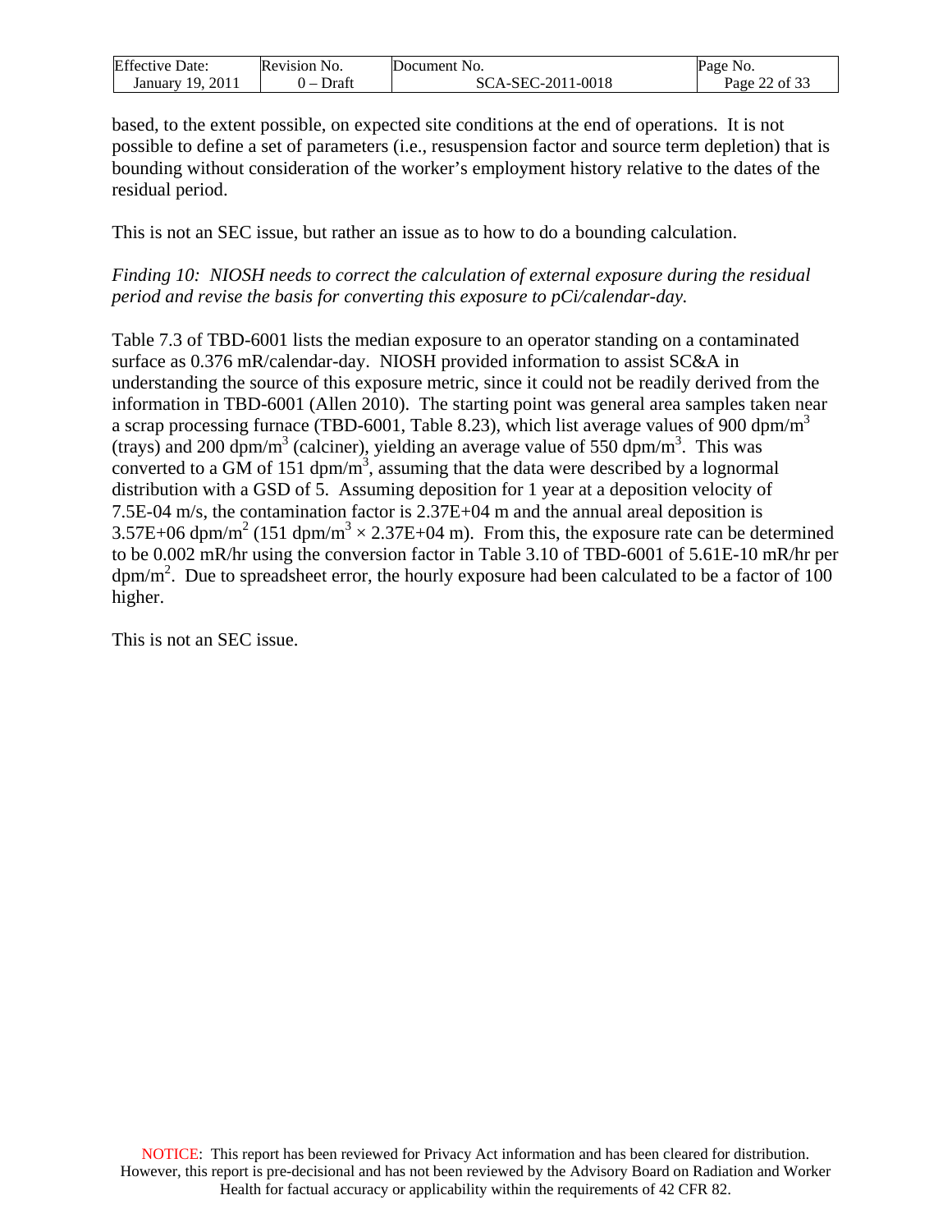based, to the extent possible, on expected site conditions at the end of operations. It is not possible to define a set of parameters (i.e., resuspension factor and source term depletion) that is bounding without consideration of the worker's employment history relative to the dates of the residual period.

This is not an SEC issue, but rather an issue as to how to do a bounding calculation.

*Finding 10: NIOSH needs to correct the calculation of external exposure during the residual period and revise the basis for converting this exposure to pCi/calendar-day.*

Table 7.3 of TBD-6001 lists the median exposure to an operator standing on a contaminated surface as 0.376 mR/calendar-day. NIOSH provided information to assist SC&A in understanding the source of this exposure metric, since it could not be readily derived from the information in TBD-6001 (Allen 2010). The starting point was general area samples taken near a scrap processing furnace (TBD-6001, Table 8.23), which list average values of 900 dpm/$m^3$ (trays) and 200 dpm/$m^3$ (calciner), yielding an average value of 550 dpm/$m^3$. This was converted to a GM of 151 dpm/$m^3$, assuming that the data were described by a lognormal distribution with a GSD of 5. Assuming deposition for 1 year at a deposition velocity of 7.5E-04 m/s, the contamination factor is 2.37E+04 m and the annual areal deposition is 3.57E+06 dpm/$m^2$ (151 dpm/$m^3$ × 2.37E+04 m). From this, the exposure rate can be determined to be 0.002 mR/hr using the conversion factor in Table 3.10 of TBD-6001 of 5.61E-10 mR/hr per dpm/$m^2$. Due to spreadsheet error, the hourly exposure had been calculated to be a factor of 100 higher.

This is not an SEC issue.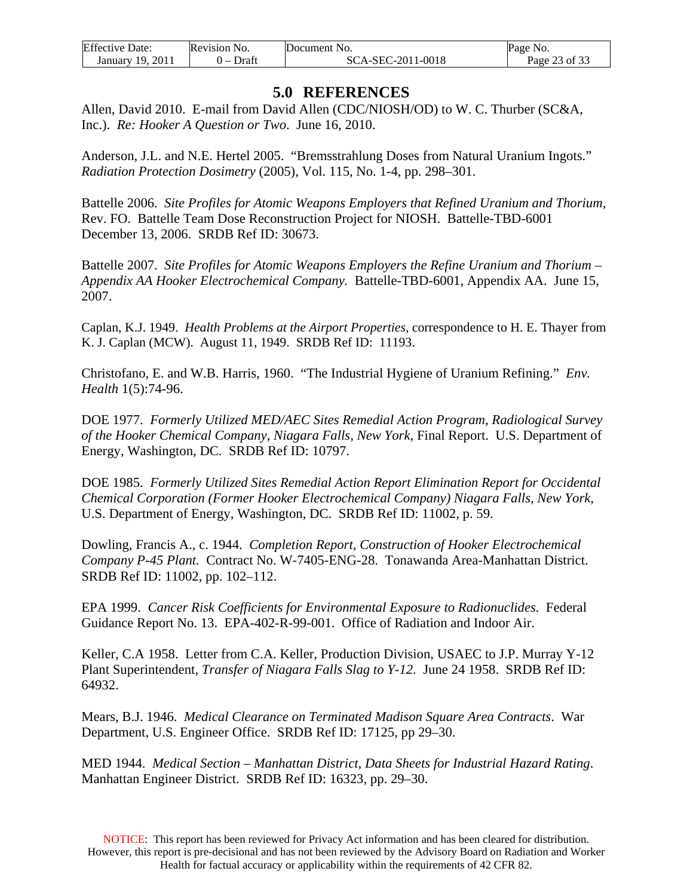# 5.0 REFERENCES

Allen, David 2010. E-mail from David Allen (CDC/NIOSH/OD) to W. C. Thurber (SC&A, Inc.). *Re: Hooker A Question or Two*. June 16, 2010.

Anderson, J.L. and N.E. Hertel 2005. "Bremsstrahlung Doses from Natural Uranium Ingots." *Radiation Protection Dosimetry* (2005), Vol. 115, No. 1-4, pp. 298–301.

Battelle 2006. *Site Profiles for Atomic Weapons Employers that Refined Uranium and Thorium*, Rev. FO. Battelle Team Dose Reconstruction Project for NIOSH. Battelle-TBD-6001 December 13, 2006. SRDB Ref ID: 30673.

Battelle 2007. *Site Profiles for Atomic Weapons Employers the Refine Uranium and Thorium – Appendix AA Hooker Electrochemical Company.* Battelle-TBD-6001, Appendix AA. June 15, 2007.

Caplan, K.J. 1949. *Health Problems at the Airport Properties*, correspondence to H. E. Thayer from K. J. Caplan (MCW). August 11, 1949. SRDB Ref ID: 11193.

Christofano, E. and W.B. Harris, 1960. "The Industrial Hygiene of Uranium Refining." *Env. Health* 1(5):74-96.

DOE 1977. *Formerly Utilized MED/AEC Sites Remedial Action Program, Radiological Survey of the Hooker Chemical Company, Niagara Falls, New York*, Final Report. U.S. Department of Energy, Washington, DC. SRDB Ref ID: 10797.

DOE 1985. *Formerly Utilized Sites Remedial Action Report Elimination Report for Occidental Chemical Corporation (Former Hooker Electrochemical Company) Niagara Falls, New York,* U.S. Department of Energy, Washington, DC. SRDB Ref ID: 11002, p. 59.

Dowling, Francis A., c. 1944. *Completion Report, Construction of Hooker Electrochemical Company P-45 Plant.* Contract No. W-7405-ENG-28. Tonawanda Area-Manhattan District. SRDB Ref ID: 11002, pp. 102–112.

EPA 1999. *Cancer Risk Coefficients for Environmental Exposure to Radionuclides.* Federal Guidance Report No. 13. EPA-402-R-99-001. Office of Radiation and Indoor Air.

Keller, C.A 1958. Letter from C.A. Keller, Production Division, USAEC to J.P. Murray Y-12 Plant Superintendent, *Transfer of Niagara Falls Slag to Y-12*. June 24 1958. SRDB Ref ID: 64932.

Mears, B.J. 1946. *Medical Clearance on Terminated Madison Square Area Contracts*. War Department, U.S. Engineer Office. SRDB Ref ID: 17125, pp 29–30.

MED 1944. *Medical Section – Manhattan District, Data Sheets for Industrial Hazard Rating*. Manhattan Engineer District. SRDB Ref ID: 16323, pp. 29–30.

NOTICE: This report has been reviewed for Privacy Act information and has been cleared for distribution. However, this report is pre-decisional and has not been reviewed by the Advisory Board on Radiation and Worker Health for factual accuracy or applicability within the requirements of 42 CFR 82.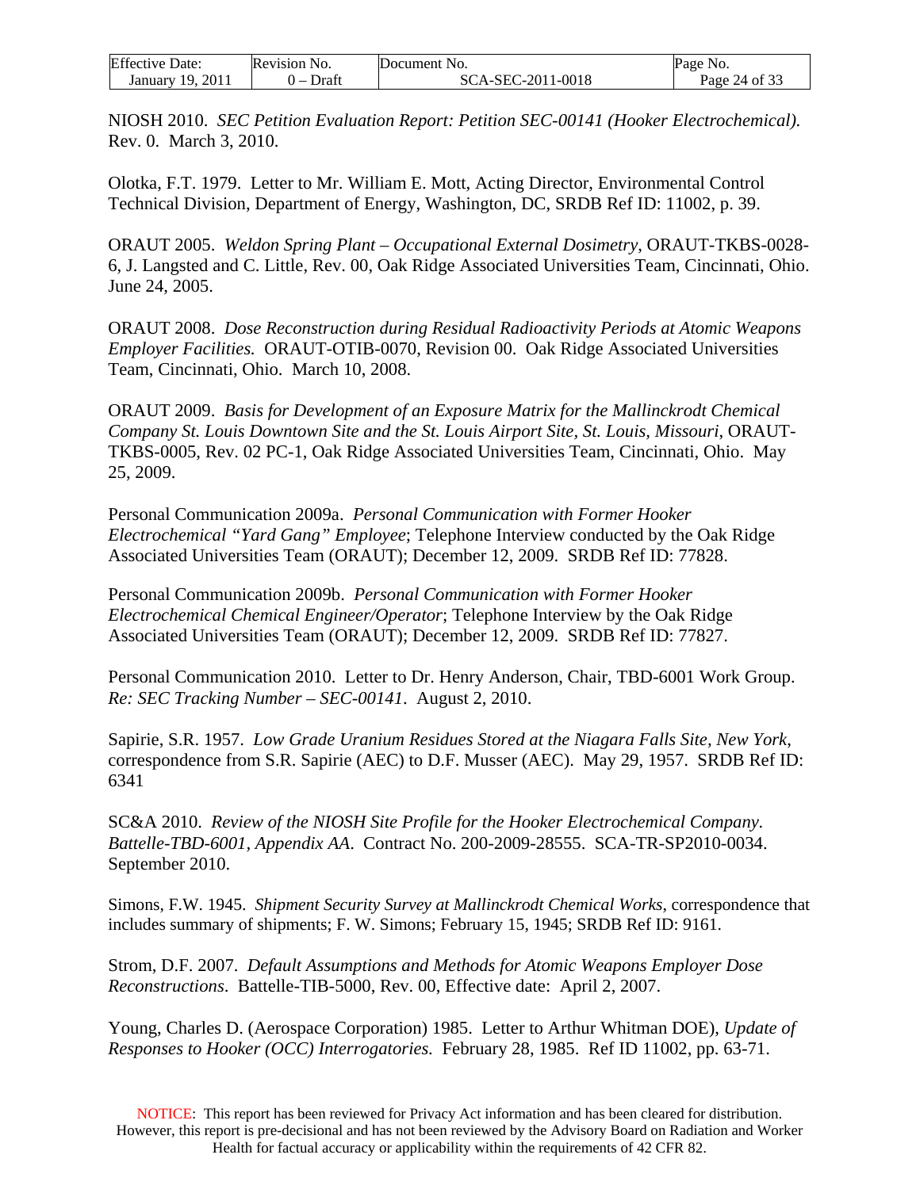NIOSH 2010. *SEC Petition Evaluation Report: Petition SEC-00141 (Hooker Electrochemical).* Rev. 0. March 3, 2010.

Olotka, F.T. 1979. Letter to Mr. William E. Mott, Acting Director, Environmental Control Technical Division, Department of Energy, Washington, DC, SRDB Ref ID: 11002, p. 39.

ORAUT 2005. *Weldon Spring Plant – Occupational External Dosimetry*, ORAUT-TKBS-0028-6, J. Langsted and C. Little, Rev. 00, Oak Ridge Associated Universities Team, Cincinnati, Ohio. June 24, 2005.

ORAUT 2008. *Dose Reconstruction during Residual Radioactivity Periods at Atomic Weapons Employer Facilities.* ORAUT-OTIB-0070, Revision 00. Oak Ridge Associated Universities Team, Cincinnati, Ohio. March 10, 2008.

ORAUT 2009. *Basis for Development of an Exposure Matrix for the Mallinckrodt Chemical Company St. Louis Downtown Site and the St. Louis Airport Site, St. Louis, Missouri*, ORAUT-TKBS-0005, Rev. 02 PC-1, Oak Ridge Associated Universities Team, Cincinnati, Ohio. May 25, 2009.

Personal Communication 2009a. *Personal Communication with Former Hooker Electrochemical "Yard Gang" Employee*; Telephone Interview conducted by the Oak Ridge Associated Universities Team (ORAUT); December 12, 2009. SRDB Ref ID: 77828.

Personal Communication 2009b. *Personal Communication with Former Hooker Electrochemical Chemical Engineer/Operator*; Telephone Interview by the Oak Ridge Associated Universities Team (ORAUT); December 12, 2009. SRDB Ref ID: 77827.

Personal Communication 2010. Letter to Dr. Henry Anderson, Chair, TBD-6001 Work Group. *Re: SEC Tracking Number – SEC-00141*. August 2, 2010.

Sapirie, S.R. 1957. *Low Grade Uranium Residues Stored at the Niagara Falls Site, New York*, correspondence from S.R. Sapirie (AEC) to D.F. Musser (AEC). May 29, 1957. SRDB Ref ID: 6341

SC&A 2010. *Review of the NIOSH Site Profile for the Hooker Electrochemical Company. Battelle-TBD-6001, Appendix AA*. Contract No. 200-2009-28555. SCA-TR-SP2010-0034. September 2010.

Simons, F.W. 1945. *Shipment Security Survey at Mallinckrodt Chemical Works*, correspondence that includes summary of shipments; F. W. Simons; February 15, 1945; SRDB Ref ID: 9161.

Strom, D.F. 2007. *Default Assumptions and Methods for Atomic Weapons Employer Dose Reconstructions*. Battelle-TIB-5000, Rev. 00, Effective date: April 2, 2007.

Young, Charles D. (Aerospace Corporation) 1985. Letter to Arthur Whitman DOE), *Update of Responses to Hooker (OCC) Interrogatories.* February 28, 1985. Ref ID 11002, pp. 63-71.

NOTICE: This report has been reviewed for Privacy Act information and has been cleared for distribution. However, this report is pre-decisional and has not been reviewed by the Advisory Board on Radiation and Worker Health for factual accuracy or applicability within the requirements of 42 CFR 82.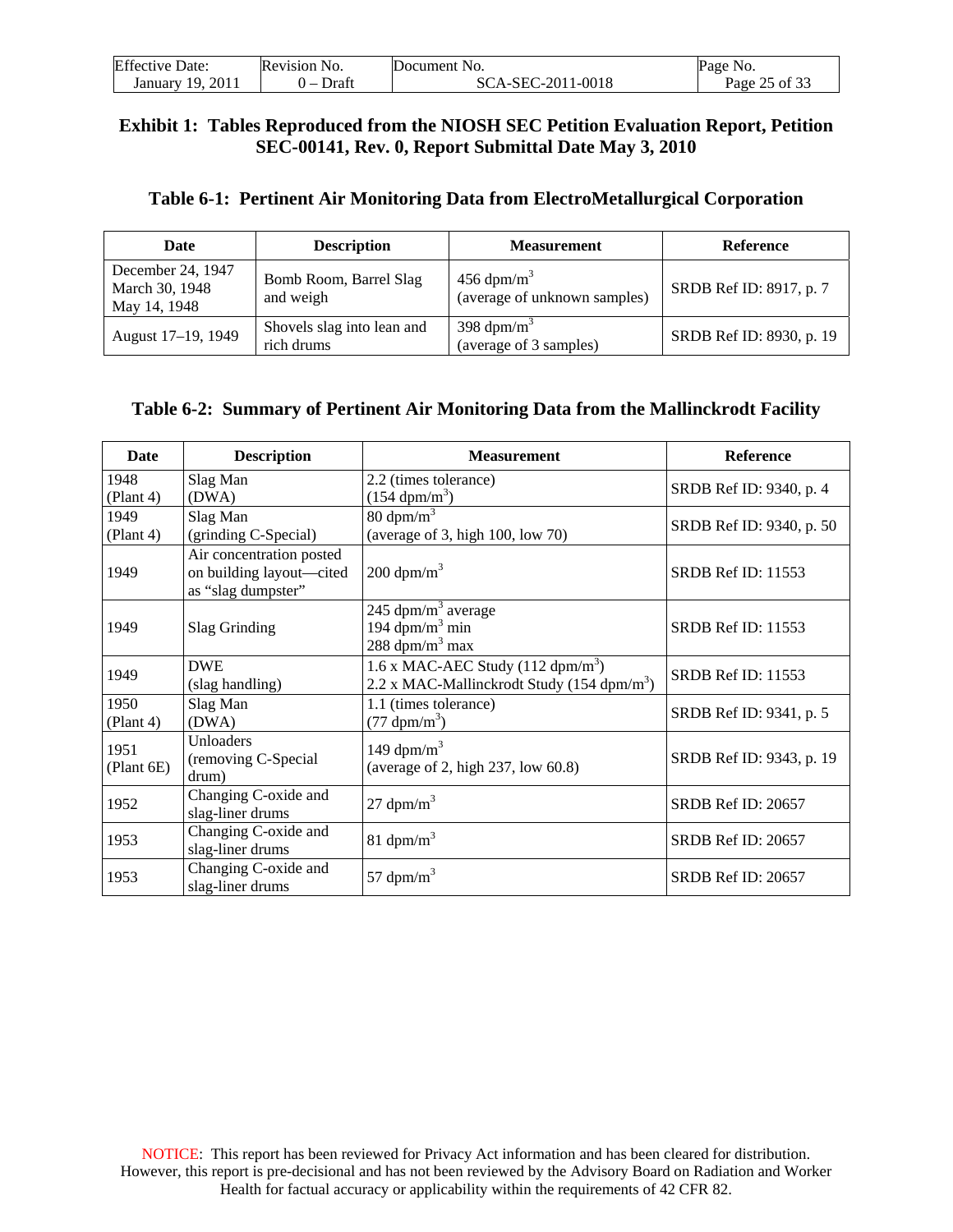## Exhibit 1: Tables Reproduced from the NIOSH SEC Petition Evaluation Report, Petition SEC-00141, Rev. 0, Report Submittal Date May 3, 2010

### Table 6-1: Pertinent Air Monitoring Data from ElectroMetallurgical Corporation

| Date | Description | Measurement | Reference |
|---|---|---|---|
| December 24, 1947<br>March 30, 1948<br>May 14, 1948 | Bomb Room, Barrel Slag and weigh | 456 $dpm/m^3$<br>(average of unknown samples) | SRDB Ref ID: 8917, p. 7 |
| August 17–19, 1949 | Shovels slag into lean and rich drums | 398 $dpm/m^3$<br>(average of 3 samples) | SRDB Ref ID: 8930, p. 19 |

### Table 6-2: Summary of Pertinent Air Monitoring Data from the Mallinckrodt Facility

| Date | Description | Measurement | Reference |
|---|---|---|---|
| 1948<br>(Plant 4) | Slag Man<br>(DWA) | 2.2 (times tolerance)<br>(154 $dpm/m^3$) | SRDB Ref ID: 9340, p. 4 |
| 1949<br>(Plant 4) | Slag Man<br>(grinding C-Special) | 80 $dpm/m^3$<br>(average of 3, high 100, low 70) | SRDB Ref ID: 9340, p. 50 |
| 1949 | Air concentration posted on building layout—cited as "slag dumpster" | 200 $dpm/m^3$ | SRDB Ref ID: 11553 |
| 1949 | Slag Grinding | 245 $dpm/m^3$ average<br>194 $dpm/m^3$ min<br>288 $dpm/m^3$ max | SRDB Ref ID: 11553 |
| 1949 | DWE<br>(slag handling) | 1.6 x MAC-AEC Study (112 $dpm/m^3$)<br>2.2 x MAC-Mallinckrodt Study (154 $dpm/m^3$) | SRDB Ref ID: 11553 |
| 1950<br>(Plant 4) | Slag Man<br>(DWA) | 1.1 (times tolerance)<br>(77 $dpm/m^3$) | SRDB Ref ID: 9341, p. 5 |
| 1951<br>(Plant 6E) | Unloaders<br>(removing C-Special drum) | 149 $dpm/m^3$<br>(average of 2, high 237, low 60.8) | SRDB Ref ID: 9343, p. 19 |
| 1952 | Changing C-oxide and slag-liner drums | 27 $dpm/m^3$ | SRDB Ref ID: 20657 |
| 1953 | Changing C-oxide and slag-liner drums | 81 $dpm/m^3$ | SRDB Ref ID: 20657 |
| 1953 | Changing C-oxide and slag-liner drums | 57 $dpm/m^3$ | SRDB Ref ID: 20657 |

NOTICE: This report has been reviewed for Privacy Act information and has been cleared for distribution. However, this report is pre-decisional and has not been reviewed by the Advisory Board on Radiation and Worker Health for factual accuracy or applicability within the requirements of 42 CFR 82.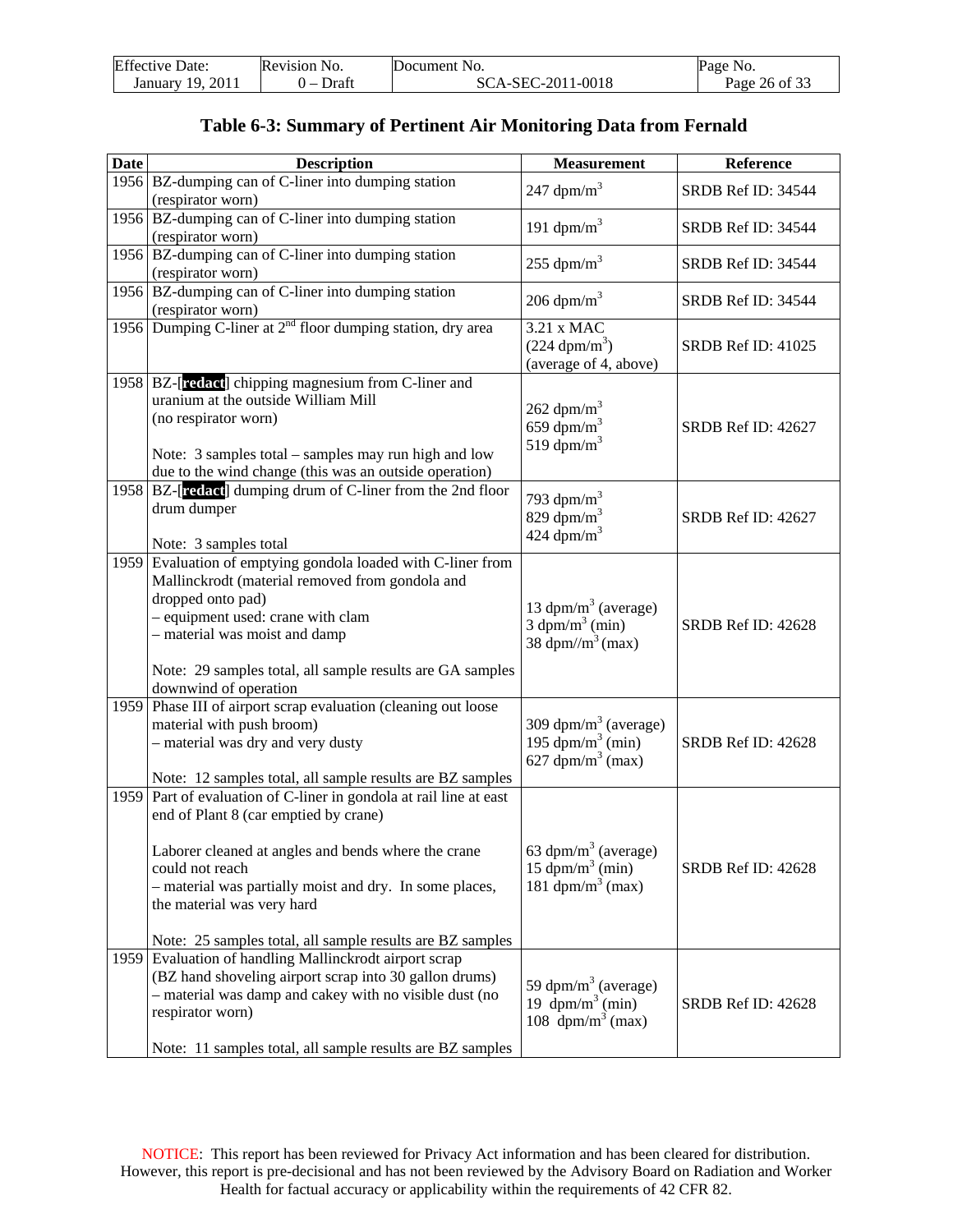## Table 6-3: Summary of Pertinent Air Monitoring Data from Fernald

| Date | Description | Measurement | Reference |
|---|---|---|---|
| 1956 | BZ-dumping can of C-liner into dumping station (respirator worn) | 247 dpm/m$^3$ | SRDB Ref ID: 34544 |
| 1956 | BZ-dumping can of C-liner into dumping station (respirator worn) | 191 dpm/m$^3$ | SRDB Ref ID: 34544 |
| 1956 | BZ-dumping can of C-liner into dumping station (respirator worn) | 255 dpm/m$^3$ | SRDB Ref ID: 34544 |
| 1956 | BZ-dumping can of C-liner into dumping station (respirator worn) | 206 dpm/m$^3$ | SRDB Ref ID: 34544 |
| 1956 | Dumping C-liner at 2nd floor dumping station, dry area | 3.21 x MAC (224 dpm/m$^3$) (average of 4, above) | SRDB Ref ID: 41025 |
| 1958 | BZ-[redact] chipping magnesium from C-liner and uranium at the outside William Mill (no respirator worn)<br><br>Note: 3 samples total – samples may run high and low due to the wind change (this was an outside operation) | 262 dpm/m$^3$<br>659 dpm/m$^3$<br>519 dpm/m$^3$ | SRDB Ref ID: 42627 |
| 1958 | BZ-[redact] dumping drum of C-liner from the 2nd floor drum dumper<br><br>Note: 3 samples total | 793 dpm/m$^3$<br>829 dpm/m$^3$<br>424 dpm/m$^3$ | SRDB Ref ID: 42627 |
| 1959 | Evaluation of emptying gondola loaded with C-liner from Mallinckrodt (material removed from gondola and dropped onto pad)<br>– equipment used: crane with clam<br>– material was moist and damp<br><br>Note: 29 samples total, all sample results are GA samples downwind of operation | 13 dpm/m$^3$ (average)<br>3 dpm/m$^3$ (min)<br>38 dpm//m$^3$ (max) | SRDB Ref ID: 42628 |
| 1959 | Phase III of airport scrap evaluation (cleaning out loose material with push broom)<br>– material was dry and very dusty<br><br>Note: 12 samples total, all sample results are BZ samples | 309 dpm/m$^3$ (average)<br>195 dpm/m$^3$ (min)<br>627 dpm/m$^3$ (max) | SRDB Ref ID: 42628 |
| 1959 | Part of evaluation of C-liner in gondola at rail line at east end of Plant 8 (car emptied by crane)<br><br>Laborer cleaned at angles and bends where the crane could not reach<br>– material was partially moist and dry. In some places, the material was very hard<br><br>Note: 25 samples total, all sample results are BZ samples | 63 dpm/m$^3$ (average)<br>15 dpm/m$^3$ (min)<br>181 dpm/m$^3$ (max) | SRDB Ref ID: 42628 |
| 1959 | Evaluation of handling Mallinckrodt airport scrap (BZ hand shoveling airport scrap into 30 gallon drums)<br>– material was damp and cakey with no visible dust (no respirator worn)<br><br>Note: 11 samples total, all sample results are BZ samples | 59 dpm/m$^3$ (average)<br>19 dpm/m$^3$ (min)<br>108 dpm/m$^3$ (max) | SRDB Ref ID: 42628 |

NOTICE: This report has been reviewed for Privacy Act information and has been cleared for distribution. However, this report is pre-decisional and has not been reviewed by the Advisory Board on Radiation and Worker Health for factual accuracy or applicability within the requirements of 42 CFR 82.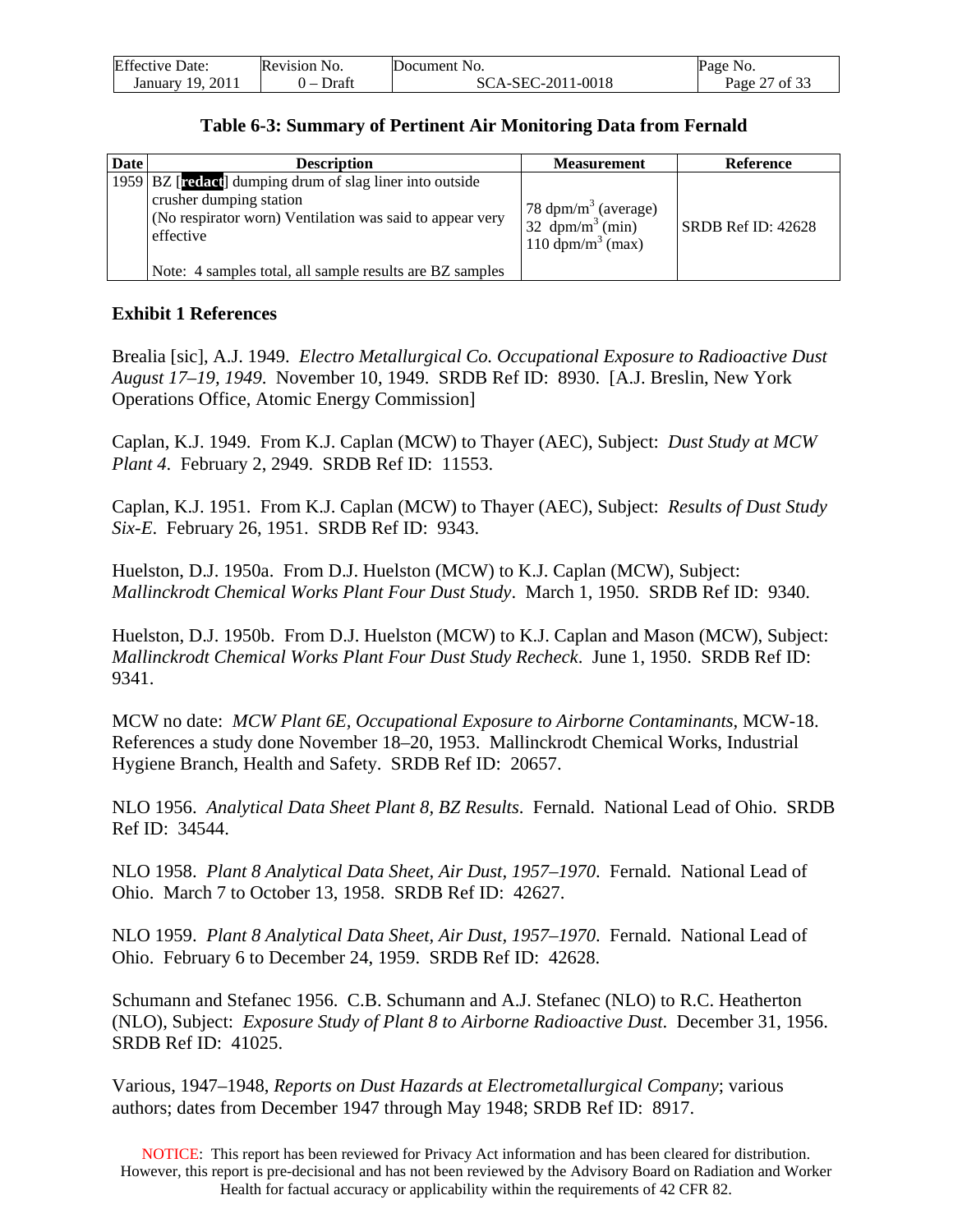**Table 6-3: Summary of Pertinent Air Monitoring Data from Fernald**

| Date | Description | Measurement | Reference |
|---|---|---|---|
| 1959 | BZ [redact] dumping drum of slag liner into outside crusher dumping station (No respirator worn) Ventilation was said to appear very effective<br><br>Note: 4 samples total, all sample results are BZ samples | 78 dpm/m$^3$ (average)<br>32 dpm/m$^3$ (min)<br>110 dpm/m$^3$ (max) | SRDB Ref ID: 42628 |

**Exhibit 1 References**

Brealia [sic], A.J. 1949. *Electro Metallurgical Co. Occupational Exposure to Radioactive Dust August 17–19, 1949*. November 10, 1949. SRDB Ref ID: 8930. [A.J. Breslin, New York Operations Office, Atomic Energy Commission]

Caplan, K.J. 1949. From K.J. Caplan (MCW) to Thayer (AEC), Subject: *Dust Study at MCW Plant 4*. February 2, 2949. SRDB Ref ID: 11553.

Caplan, K.J. 1951. From K.J. Caplan (MCW) to Thayer (AEC), Subject: *Results of Dust Study Six-E*. February 26, 1951. SRDB Ref ID: 9343.

Huelston, D.J. 1950a. From D.J. Huelston (MCW) to K.J. Caplan (MCW), Subject: *Mallinckrodt Chemical Works Plant Four Dust Study*. March 1, 1950. SRDB Ref ID: 9340.

Huelston, D.J. 1950b. From D.J. Huelston (MCW) to K.J. Caplan and Mason (MCW), Subject: *Mallinckrodt Chemical Works Plant Four Dust Study Recheck*. June 1, 1950. SRDB Ref ID: 9341.

MCW no date: *MCW Plant 6E, Occupational Exposure to Airborne Contaminants*, MCW-18. References a study done November 18–20, 1953. Mallinckrodt Chemical Works, Industrial Hygiene Branch, Health and Safety. SRDB Ref ID: 20657.

NLO 1956. *Analytical Data Sheet Plant 8, BZ Results*. Fernald. National Lead of Ohio. SRDB Ref ID: 34544.

NLO 1958. *Plant 8 Analytical Data Sheet, Air Dust, 1957–1970*. Fernald. National Lead of Ohio. March 7 to October 13, 1958. SRDB Ref ID: 42627.

NLO 1959. *Plant 8 Analytical Data Sheet, Air Dust, 1957–1970*. Fernald. National Lead of Ohio. February 6 to December 24, 1959. SRDB Ref ID: 42628.

Schumann and Stefanec 1956. C.B. Schumann and A.J. Stefanec (NLO) to R.C. Heatherton (NLO), Subject: *Exposure Study of Plant 8 to Airborne Radioactive Dust*. December 31, 1956. SRDB Ref ID: 41025.

Various, 1947–1948, *Reports on Dust Hazards at Electrometallurgical Company*; various authors; dates from December 1947 through May 1948; SRDB Ref ID: 8917.

NOTICE: This report has been reviewed for Privacy Act information and has been cleared for distribution. However, this report is pre-decisional and has not been reviewed by the Advisory Board on Radiation and Worker Health for factual accuracy or applicability within the requirements of 42 CFR 82.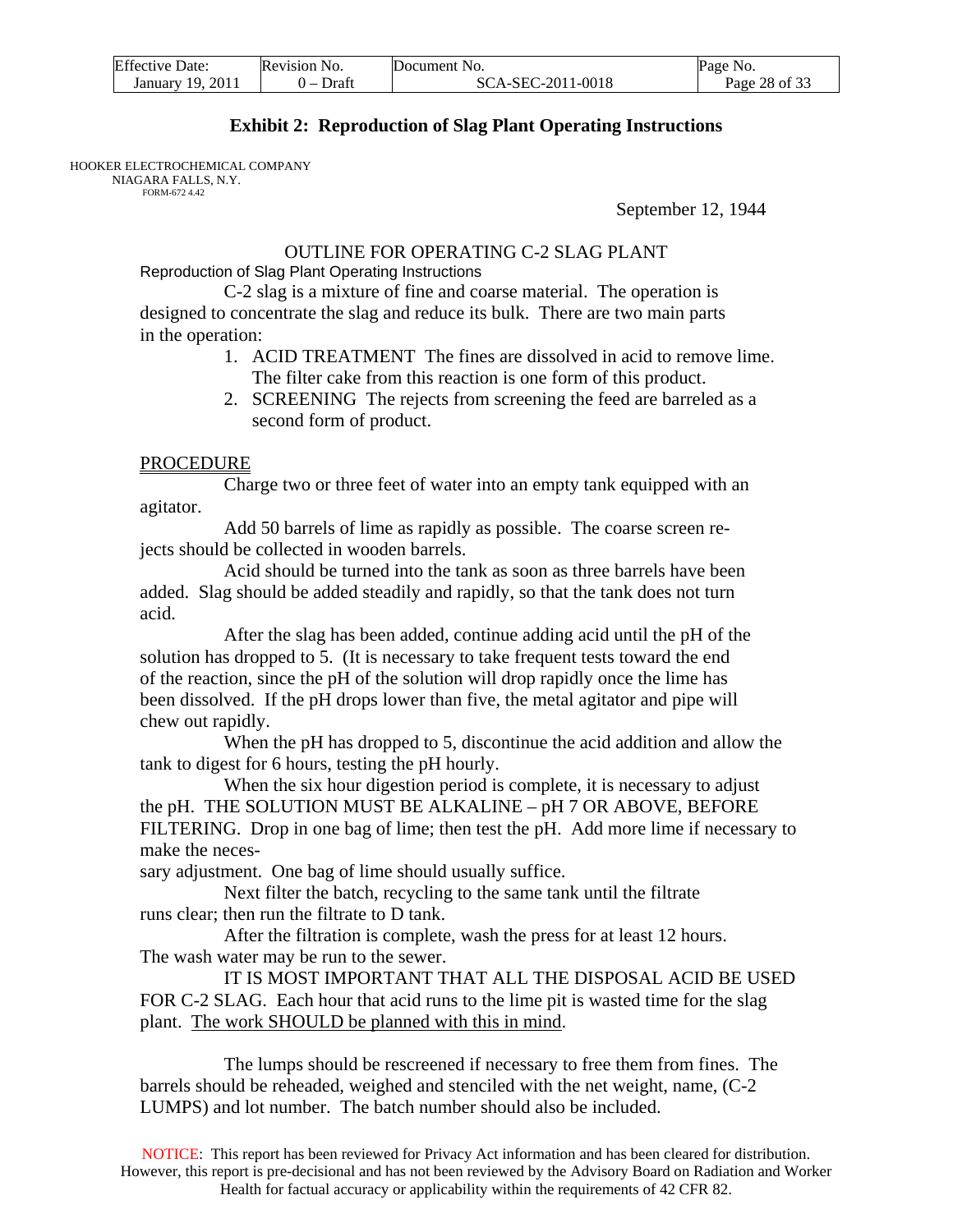## Exhibit 2: Reproduction of Slag Plant Operating Instructions

HOOKER ELECTROCHEMICAL COMPANY
NIAGARA FALLS, N.Y.
FORM-672 4.42

September 12, 1944

OUTLINE FOR OPERATING C-2 SLAG PLANT

Reproduction of Slag Plant Operating Instructions

C-2 slag is a mixture of fine and coarse material. The operation is designed to concentrate the slag and reduce its bulk. There are two main parts in the operation:

1. ACID TREATMENT The fines are dissolved in acid to remove lime. The filter cake from this reaction is one form of this product.
2. SCREENING The rejects from screening the feed are barreled as a second form of product.

PROCEDURE

Charge two or three feet of water into an empty tank equipped with an agitator.

Add 50 barrels of lime as rapidly as possible. The coarse screen rejects should be collected in wooden barrels.

Acid should be turned into the tank as soon as three barrels have been added. Slag should be added steadily and rapidly, so that the tank does not turn acid.

After the slag has been added, continue adding acid until the pH of the solution has dropped to 5. (It is necessary to take frequent tests toward the end of the reaction, since the pH of the solution will drop rapidly once the lime has been dissolved. If the pH drops lower than five, the metal agitator and pipe will chew out rapidly.

When the pH has dropped to 5, discontinue the acid addition and allow the tank to digest for 6 hours, testing the pH hourly.

When the six hour digestion period is complete, it is necessary to adjust the pH. THE SOLUTION MUST BE ALKALINE – pH 7 OR ABOVE, BEFORE FILTERING. Drop in one bag of lime; then test the pH. Add more lime if necessary to make the necessary adjustment. One bag of lime should usually suffice.

Next filter the batch, recycling to the same tank until the filtrate runs clear; then run the filtrate to D tank.

After the filtration is complete, wash the press for at least 12 hours. The wash water may be run to the sewer.

IT IS MOST IMPORTANT THAT ALL THE DISPOSAL ACID BE USED FOR C-2 SLAG. Each hour that acid runs to the lime pit is wasted time for the slag plant. <u>The work SHOULD be planned with this in mind</u>.

The lumps should be rescreened if necessary to free them from fines. The barrels should be reheaded, weighed and stenciled with the net weight, name, (C-2 LUMPS) and lot number. The batch number should also be included.

NOTICE: This report has been reviewed for Privacy Act information and has been cleared for distribution. However, this report is pre-decisional and has not been reviewed by the Advisory Board on Radiation and Worker Health for factual accuracy or applicability within the requirements of 42 CFR 82.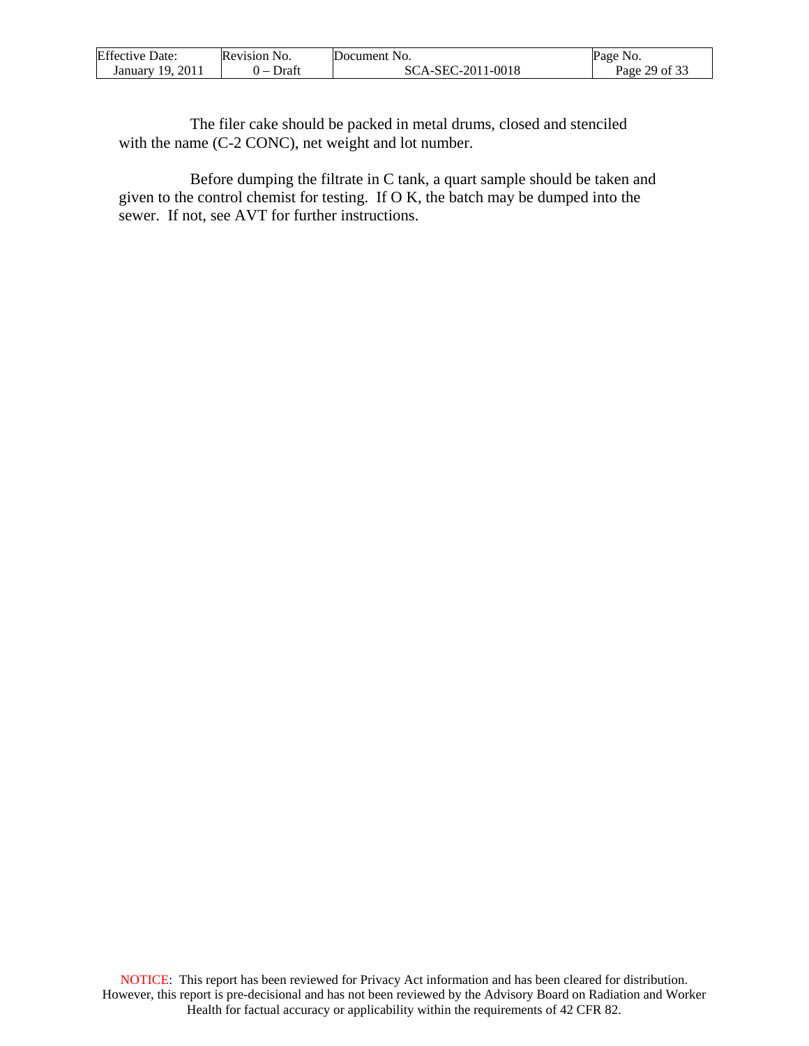The filer cake should be packed in metal drums, closed and stenciled with the name (C-2 CONC), net weight and lot number.

Before dumping the filtrate in C tank, a quart sample should be taken and given to the control chemist for testing. If O K, the batch may be dumped into the sewer. If not, see AVT for further instructions.

NOTICE: This report has been reviewed for Privacy Act information and has been cleared for distribution. However, this report is pre-decisional and has not been reviewed by the Advisory Board on Radiation and Worker Health for factual accuracy or applicability within the requirements of 42 CFR 82.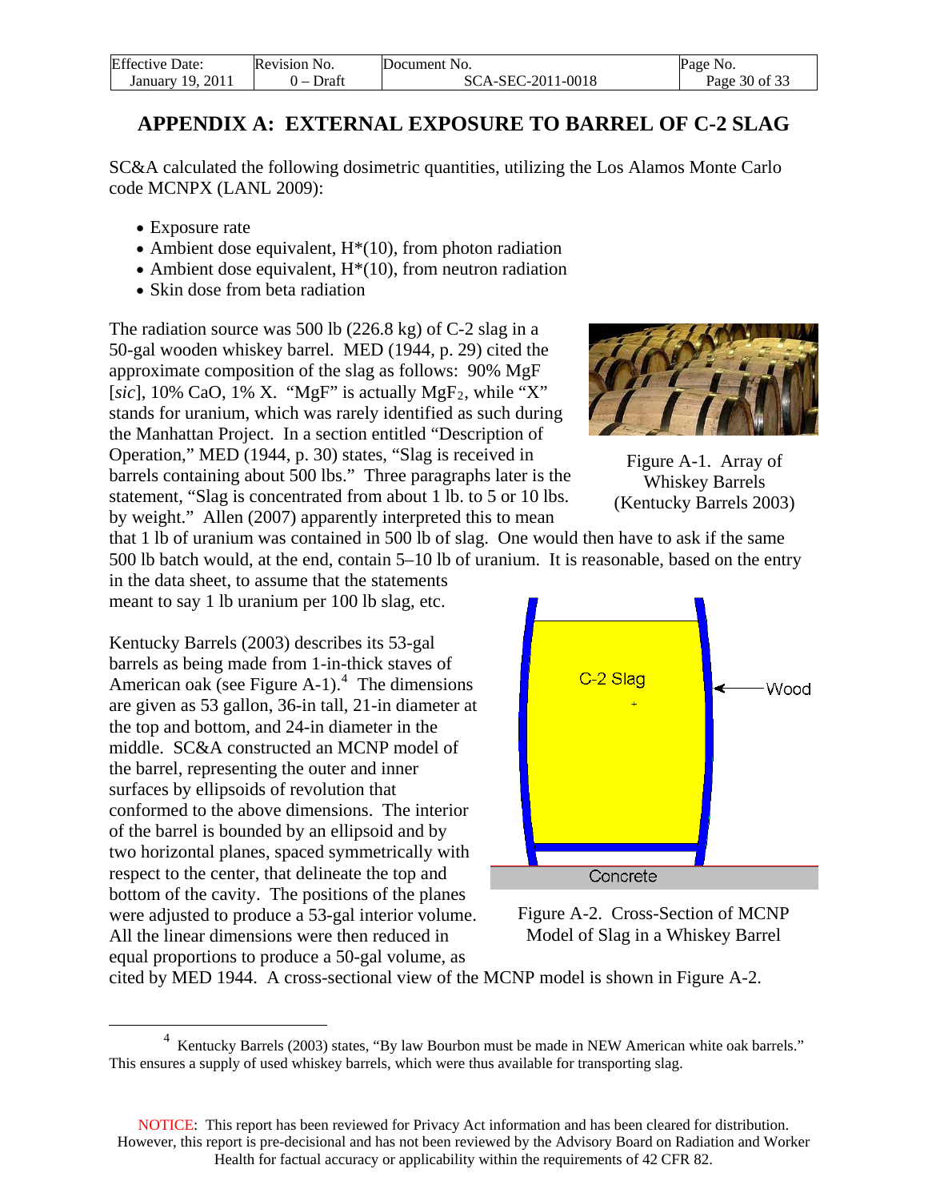# APPENDIX A: EXTERNAL EXPOSURE TO BARREL OF C-2 SLAG

SC&A calculated the following dosimetric quantities, utilizing the Los Alamos Monte Carlo code MCNPX (LANL 2009):

- Exposure rate
- Ambient dose equivalent, H*(10), from photon radiation
- Ambient dose equivalent, H*(10), from neutron radiation
- Skin dose from beta radiation

The radiation source was 500 lb (226.8 kg) of C-2 slag in a 50-gal wooden whiskey barrel. MED (1944, p. 29) cited the approximate composition of the slag as follows: 90% MgF [*sic*], 10% CaO, 1% X. "MgF" is actually $MgF_2$, while "X" stands for uranium, which was rarely identified as such during the Manhattan Project. In a section entitled "Description of Operation," MED (1944, p. 30) states, "Slag is received in barrels containing about 500 lbs." Three paragraphs later is the statement, "Slag is concentrated from about 1 lb. to 5 or 10 lbs. by weight." Allen (2007) apparently interpreted this to mean that 1 lb of uranium was contained in 500 lb of slag. One would then have to ask if the same 500 lb batch would, at the end, contain 5–10 lb of uranium. It is reasonable, based on the entry in the data sheet, to assume that the statements meant to say 1 lb uranium per 100 lb slag, etc.

Figure A-1. Array of Whiskey Barrels (Kentucky Barrels 2003)

Kentucky Barrels (2003) describes its 53-gal barrels as being made from 1-in-thick staves of American oak (see Figure A-1).[4] The dimensions are given as 53 gallon, 36-in tall, 21-in diameter at the top and bottom, and 24-in diameter in the middle. SC&A constructed an MCNP model of the barrel, representing the outer and inner surfaces by ellipsoids of revolution that conformed to the above dimensions. The interior of the barrel is bounded by an ellipsoid and by two horizontal planes, spaced symmetrically with respect to the center, that delineate the top and bottom of the cavity. The positions of the planes were adjusted to produce a 53-gal interior volume. All the linear dimensions were then reduced in equal proportions to produce a 50-gal volume, as cited by MED 1944. A cross-sectional view of the MCNP model is shown in Figure A-2.

Figure A-2. Cross-Section of MCNP Model of Slag in a Whiskey Barrel

[4] Kentucky Barrels (2003) states, "By law Bourbon must be made in NEW American white oak barrels." This ensures a supply of used whiskey barrels, which were thus available for transporting slag.

NOTICE: This report has been reviewed for Privacy Act information and has been cleared for distribution. However, this report is pre-decisional and has not been reviewed by the Advisory Board on Radiation and Worker Health for factual accuracy or applicability within the requirements of 42 CFR 82.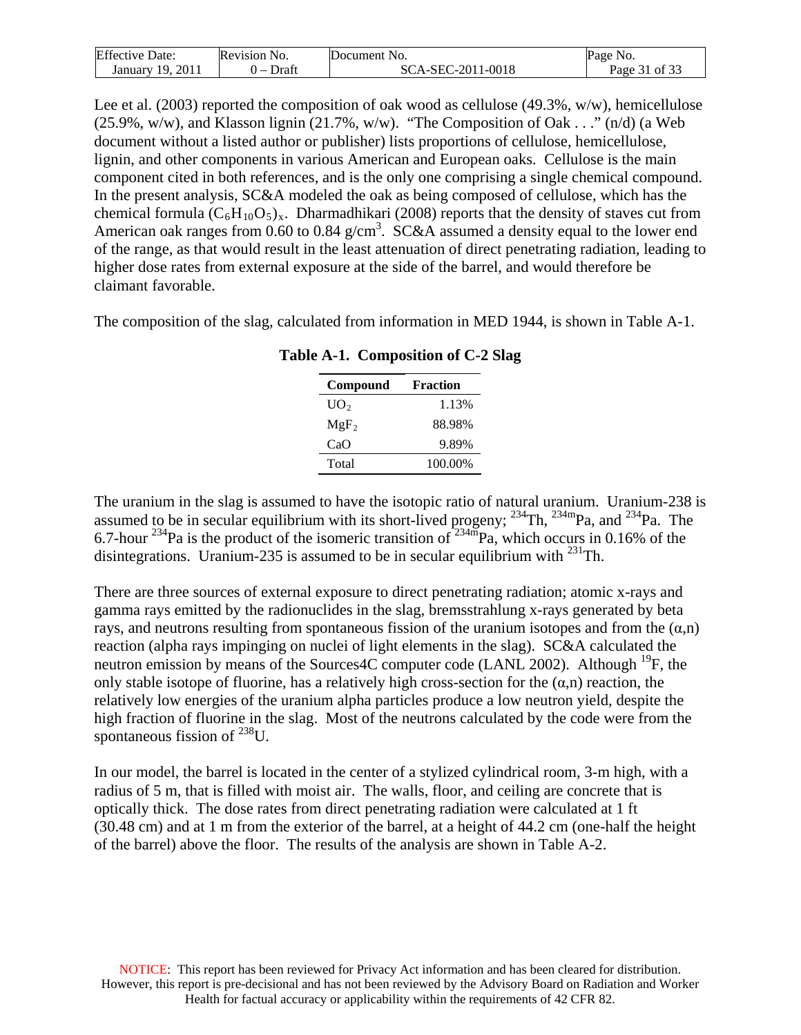Lee et al. (2003) reported the composition of oak wood as cellulose (49.3%, w/w), hemicellulose (25.9%, w/w), and Klasson lignin (21.7%, w/w). "The Composition of Oak . . ." (n/d) (a Web document without a listed author or publisher) lists proportions of cellulose, hemicellulose, lignin, and other components in various American and European oaks. Cellulose is the main component cited in both references, and is the only one comprising a single chemical compound. In the present analysis, SC&A modeled the oak as being composed of cellulose, which has the chemical formula $(C_6H_{10}O_5)_x$. Dharmadhikari (2008) reports that the density of staves cut from American oak ranges from 0.60 to 0.84 g/cm$^3$. SC&A assumed a density equal to the lower end of the range, as that would result in the least attenuation of direct penetrating radiation, leading to higher dose rates from external exposure at the side of the barrel, and would therefore be claimant favorable.

The composition of the slag, calculated from information in MED 1944, is shown in Table A-1.

**Table A-1. Composition of C-2 Slag**

| Compound | Fraction |
|---|---|
| $UO_2$ | 1.13% |
| $MgF_2$ | 88.98% |
| CaO | 9.89% |
| Total | 100.00% |

The uranium in the slag is assumed to have the isotopic ratio of natural uranium. Uranium-238 is assumed to be in secular equilibrium with its short-lived progeny; $^{234}$Th, $^{234m}$Pa, and $^{234}$Pa. The 6.7-hour $^{234}$Pa is the product of the isomeric transition of $^{234m}$Pa, which occurs in 0.16% of the disintegrations. Uranium-235 is assumed to be in secular equilibrium with $^{231}$Th.

There are three sources of external exposure to direct penetrating radiation; atomic x-rays and gamma rays emitted by the radionuclides in the slag, bremsstrahlung x-rays generated by beta rays, and neutrons resulting from spontaneous fission of the uranium isotopes and from the $(\alpha,n)$ reaction (alpha rays impinging on nuclei of light elements in the slag). SC&A calculated the neutron emission by means of the Sources4C computer code (LANL 2002). Although $^{19}$F, the only stable isotope of fluorine, has a relatively high cross-section for the $(\alpha,n)$ reaction, the relatively low energies of the uranium alpha particles produce a low neutron yield, despite the high fraction of fluorine in the slag. Most of the neutrons calculated by the code were from the spontaneous fission of $^{238}$U.

In our model, the barrel is located in the center of a stylized cylindrical room, 3-m high, with a radius of 5 m, that is filled with moist air. The walls, floor, and ceiling are concrete that is optically thick. The dose rates from direct penetrating radiation were calculated at 1 ft (30.48 cm) and at 1 m from the exterior of the barrel, at a height of 44.2 cm (one-half the height of the barrel) above the floor. The results of the analysis are shown in Table A-2.

NOTICE: This report has been reviewed for Privacy Act information and has been cleared for distribution. However, this report is pre-decisional and has not been reviewed by the Advisory Board on Radiation and Worker Health for factual accuracy or applicability within the requirements of 42 CFR 82.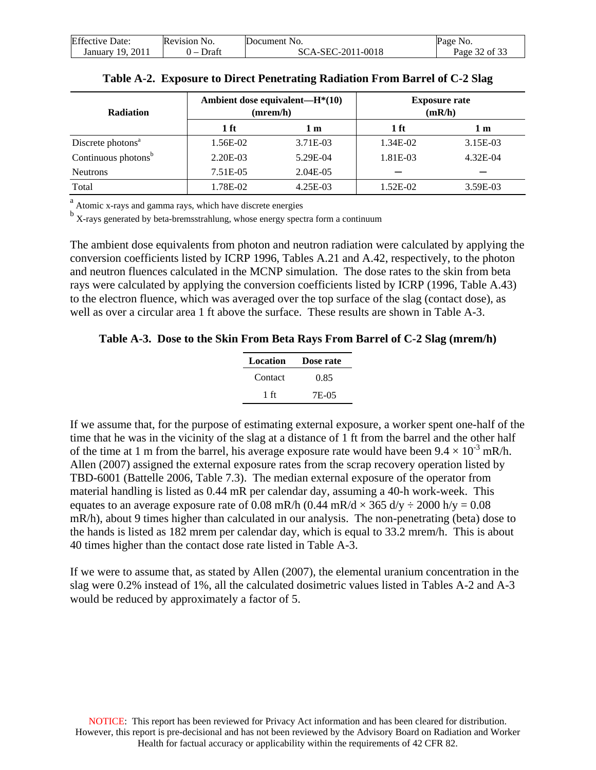**Table A-2. Exposure to Direct Penetrating Radiation From Barrel of C-2 Slag**

| Radiation | Ambient dose equivalent—H*(10) (mrem/h) | | Exposure rate (mR/h) | |
|---|---|---|---|---|
| | 1 ft | 1 m | 1 ft | 1 m |
| Discrete photons[a] | 1.56E-02 | 3.71E-03 | 1.34E-02 | 3.15E-03 |
| Continuous photons[b] | 2.20E-03 | 5.29E-04 | 1.81E-03 | 4.32E-04 |
| Neutrons | 7.51E-05 | 2.04E-05 | — | — |
| Total | 1.78E-02 | 4.25E-03 | 1.52E-02 | 3.59E-03 |

[a] Atomic x-rays and gamma rays, which have discrete energies

[b] X-rays generated by beta-bremsstrahlung, whose energy spectra form a continuum

The ambient dose equivalents from photon and neutron radiation were calculated by applying the conversion coefficients listed by ICRP 1996, Tables A.21 and A.42, respectively, to the photon and neutron fluences calculated in the MCNP simulation. The dose rates to the skin from beta rays were calculated by applying the conversion coefficients listed by ICRP (1996, Table A.43) to the electron fluence, which was averaged over the top surface of the slag (contact dose), as well as over a circular area 1 ft above the surface. These results are shown in Table A-3.

**Table A-3. Dose to the Skin From Beta Rays From Barrel of C-2 Slag (mrem/h)**

| Location | Dose rate |
|---|---|
| Contact | 0.85 |
| 1 ft | 7E-05 |

If we assume that, for the purpose of estimating external exposure, a worker spent one-half of the time that he was in the vicinity of the slag at a distance of 1 ft from the barrel and the other half of the time at 1 m from the barrel, his average exposure rate would have been $9.4 \times 10^{-3}$ mR/h. Allen (2007) assigned the external exposure rates from the scrap recovery operation listed by TBD-6001 (Battelle 2006, Table 7.3). The median external exposure of the operator from material handling is listed as 0.44 mR per calendar day, assuming a 40-h work-week. This equates to an average exposure rate of 0.08 mR/h ($0.44 \text{ mR/d} \times 365 \text{ d/y} \div 2000 \text{ h/y} = 0.08$ mR/h), about 9 times higher than calculated in our analysis. The non-penetrating (beta) dose to the hands is listed as 182 mrem per calendar day, which is equal to 33.2 mrem/h. This is about 40 times higher than the contact dose rate listed in Table A-3.

If we were to assume that, as stated by Allen (2007), the elemental uranium concentration in the slag were 0.2% instead of 1%, all the calculated dosimetric values listed in Tables A-2 and A-3 would be reduced by approximately a factor of 5.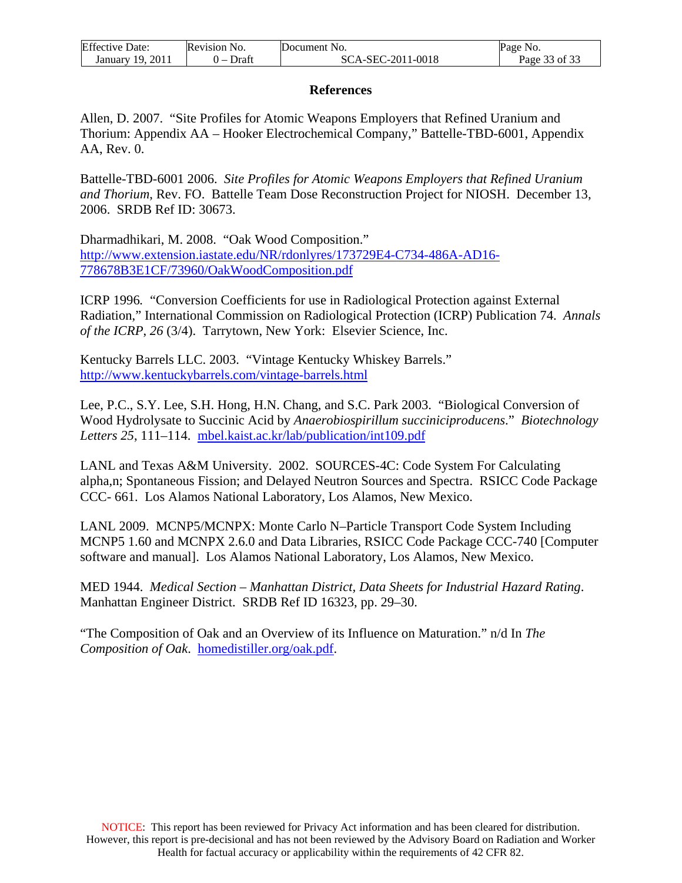## References

Allen, D. 2007. "Site Profiles for Atomic Weapons Employers that Refined Uranium and Thorium: Appendix AA – Hooker Electrochemical Company," Battelle-TBD-6001, Appendix AA, Rev. 0.

Battelle-TBD-6001 2006. *Site Profiles for Atomic Weapons Employers that Refined Uranium and Thorium*, Rev. FO. Battelle Team Dose Reconstruction Project for NIOSH. December 13, 2006. SRDB Ref ID: 30673.

Dharmadhikari, M. 2008. "Oak Wood Composition." http://www.extension.iastate.edu/NR/rdonlyres/173729E4-C734-486A-AD16-778678B3E1CF/73960/OakWoodComposition.pdf

ICRP 1996. "Conversion Coefficients for use in Radiological Protection against External Radiation," International Commission on Radiological Protection (ICRP) Publication 74. *Annals of the ICRP*, *26* (3/4). Tarrytown, New York: Elsevier Science, Inc.

Kentucky Barrels LLC. 2003. "Vintage Kentucky Whiskey Barrels." http://www.kentuckybarrels.com/vintage-barrels.html

Lee, P.C., S.Y. Lee, S.H. Hong, H.N. Chang, and S.C. Park 2003. "Biological Conversion of Wood Hydrolysate to Succinic Acid by *Anaerobiospirillum succiniciproducens*." *Biotechnology Letters 25*, 111–114. mbel.kaist.ac.kr/lab/publication/int109.pdf

LANL and Texas A&M University. 2002. SOURCES-4C: Code System For Calculating alpha,n; Spontaneous Fission; and Delayed Neutron Sources and Spectra. RSICC Code Package CCC- 661. Los Alamos National Laboratory, Los Alamos, New Mexico.

LANL 2009. MCNP5/MCNPX: Monte Carlo N–Particle Transport Code System Including MCNP5 1.60 and MCNPX 2.6.0 and Data Libraries, RSICC Code Package CCC-740 [Computer software and manual]. Los Alamos National Laboratory, Los Alamos, New Mexico.

MED 1944. *Medical Section – Manhattan District, Data Sheets for Industrial Hazard Rating*. Manhattan Engineer District. SRDB Ref ID 16323, pp. 29–30.

"The Composition of Oak and an Overview of its Influence on Maturation." n/d In *The Composition of Oak*. homedistiller.org/oak.pdf.

NOTICE: This report has been reviewed for Privacy Act information and has been cleared for distribution. However, this report is pre-decisional and has not been reviewed by the Advisory Board on Radiation and Worker Health for factual accuracy or applicability within the requirements of 42 CFR 82.